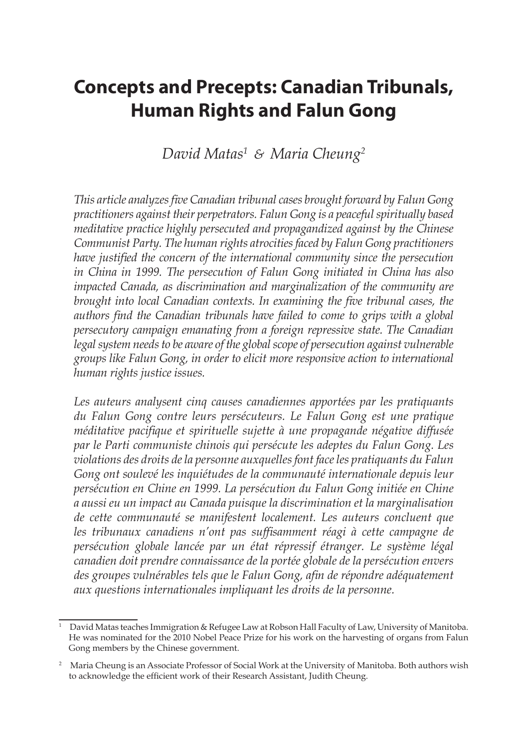# Concepts and Precepts: Canadian Tribunals, Human Rights and Falun Gong

*David Matas*[1] *& Maria Cheung*[2]

*This article analyzes five Canadian tribunal cases brought forward by Falun Gong practitioners against their perpetrators. Falun Gong is a peaceful spiritually based meditative practice highly persecuted and propagandized against by the Chinese Communist Party. The human rights atrocities faced by Falun Gong practitioners have justified the concern of the international community since the persecution in China in 1999. The persecution of Falun Gong initiated in China has also impacted Canada, as discrimination and marginalization of the community are brought into local Canadian contexts. In examining the five tribunal cases, the authors find the Canadian tribunals have failed to come to grips with a global persecutory campaign emanating from a foreign repressive state. The Canadian legal system needs to be aware of the global scope of persecution against vulnerable groups like Falun Gong, in order to elicit more responsive action to international human rights justice issues.*

*Les auteurs analysent cinq causes canadiennes apportées par les pratiquants du Falun Gong contre leurs persécuteurs. Le Falun Gong est une pratique méditative pacifique et spirituelle sujette à une propagande négative diffusée par le Parti communiste chinois qui persécute les adeptes du Falun Gong. Les violations des droits de la personne auxquelles font face les pratiquants du Falun Gong ont soulevé les inquiétudes de la communauté internationale depuis leur persécution en Chine en 1999. La persécution du Falun Gong initiée en Chine a aussi eu un impact au Canada puisque la discrimination et la marginalisation de cette communauté se manifestent localement. Les auteurs concluent que les tribunaux canadiens n'ont pas suffisamment réagi à cette campagne de persécution globale lancée par un état répressif étranger. Le système légal canadien doit prendre connaissance de la portée globale de la persécution envers des groupes vulnérables tels que le Falun Gong, afin de répondre adéquatement aux questions internationales impliquant les droits de la personne.*

---

[1] David Matas teaches Immigration & Refugee Law at Robson Hall Faculty of Law, University of Manitoba. He was nominated for the 2010 Nobel Peace Prize for his work on the harvesting of organs from Falun Gong members by the Chinese government.

[2] Maria Cheung is an Associate Professor of Social Work at the University of Manitoba. Both authors wish to acknowledge the efficient work of their Research Assistant, Judith Cheung.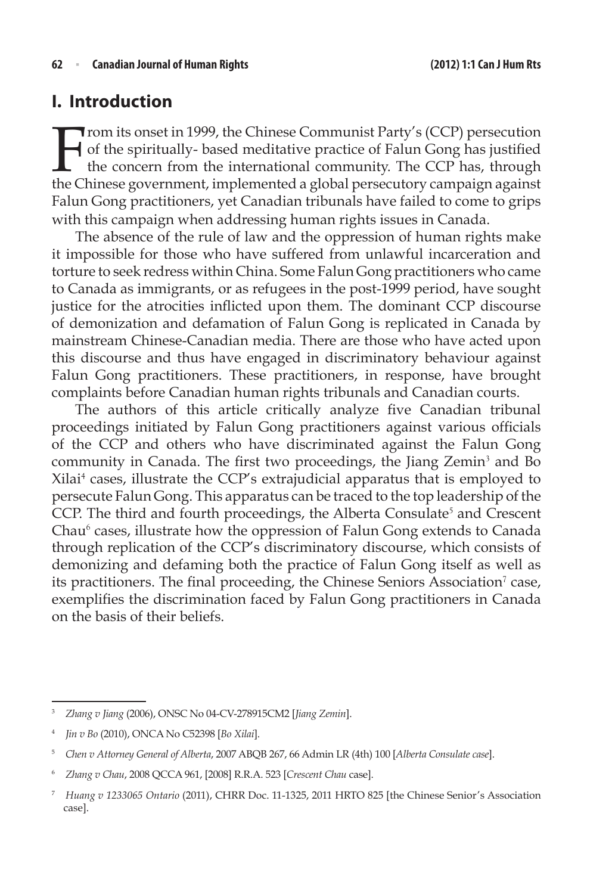## I. Introduction

From its onset in 1999, the Chinese Communist Party's (CCP) persecution of the spiritually- based meditative practice of Falun Gong has justified the concern from the international community. The CCP has, through the Chinese government, implemented a global persecutory campaign against Falun Gong practitioners, yet Canadian tribunals have failed to come to grips with this campaign when addressing human rights issues in Canada.

The absence of the rule of law and the oppression of human rights make it impossible for those who have suffered from unlawful incarceration and torture to seek redress within China. Some Falun Gong practitioners who came to Canada as immigrants, or as refugees in the post-1999 period, have sought justice for the atrocities inflicted upon them. The dominant CCP discourse of demonization and defamation of Falun Gong is replicated in Canada by mainstream Chinese-Canadian media. There are those who have acted upon this discourse and thus have engaged in discriminatory behaviour against Falun Gong practitioners. These practitioners, in response, have brought complaints before Canadian human rights tribunals and Canadian courts.

The authors of this article critically analyze five Canadian tribunal proceedings initiated by Falun Gong practitioners against various officials of the CCP and others who have discriminated against the Falun Gong community in Canada. The first two proceedings, the Jiang Zemin[3] and Bo Xilai[4] cases, illustrate the CCP's extrajudicial apparatus that is employed to persecute Falun Gong. This apparatus can be traced to the top leadership of the CCP. The third and fourth proceedings, the Alberta Consulate[5] and Crescent Chau[6] cases, illustrate how the oppression of Falun Gong extends to Canada through replication of the CCP's discriminatory discourse, which consists of demonizing and defaming both the practice of Falun Gong itself as well as its practitioners. The final proceeding, the Chinese Seniors Association[7] case, exemplifies the discrimination faced by Falun Gong practitioners in Canada on the basis of their beliefs.

---

[3] *Zhang v Jiang* (2006), ONSC No 04-CV-278915CM2 [*Jiang Zemin*].

[4] *Jin v Bo* (2010), ONCA No C52398 [*Bo Xilai*].

[5] *Chen v Attorney General of Alberta*, 2007 ABQB 267, 66 Admin LR (4th) 100 [*Alberta Consulate case*].

[6] *Zhang v Chau*, 2008 QCCA 961, [2008] R.R.A. 523 [*Crescent Chau* case].

[7] *Huang v 1233065 Ontario* (2011), CHRR Doc. 11-1325, 2011 HRTO 825 [the Chinese Senior's Association case].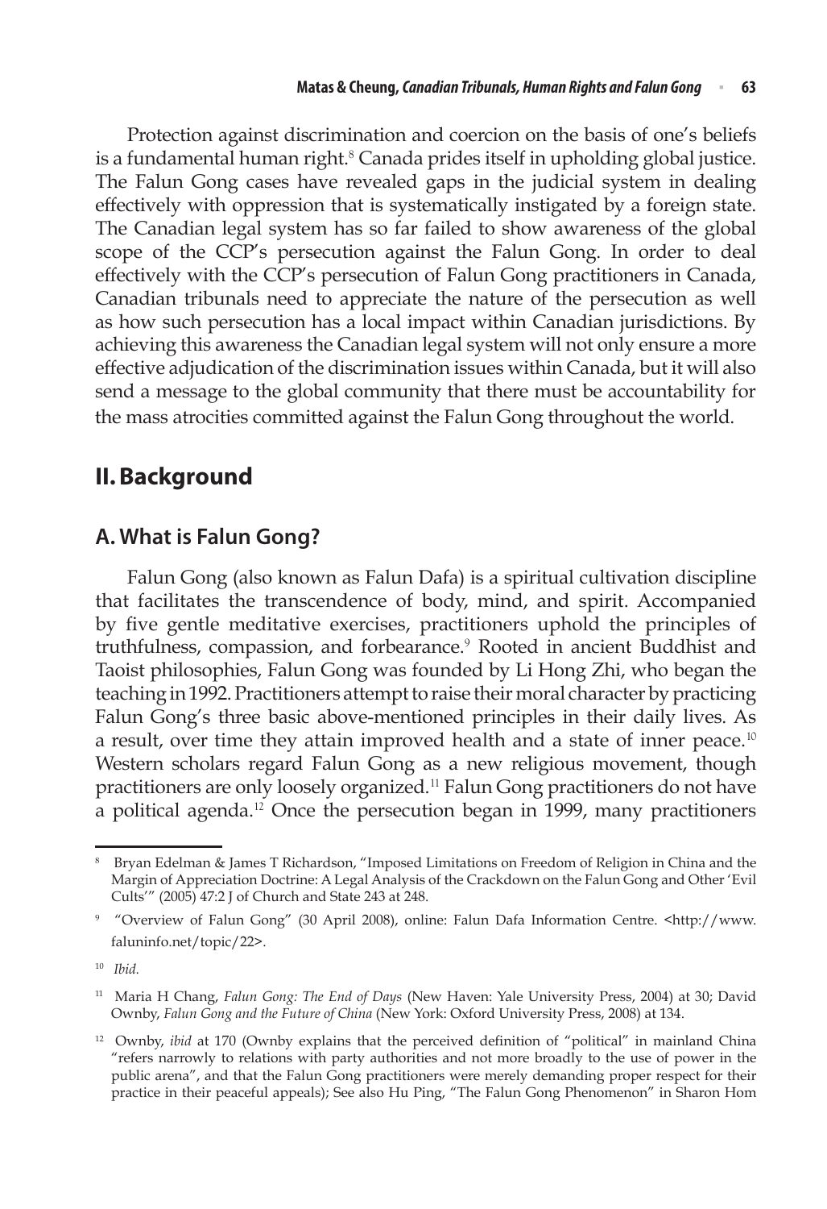Protection against discrimination and coercion on the basis of one's beliefs is a fundamental human right.[8] Canada prides itself in upholding global justice. The Falun Gong cases have revealed gaps in the judicial system in dealing effectively with oppression that is systematically instigated by a foreign state. The Canadian legal system has so far failed to show awareness of the global scope of the CCP's persecution against the Falun Gong. In order to deal effectively with the CCP's persecution of Falun Gong practitioners in Canada, Canadian tribunals need to appreciate the nature of the persecution as well as how such persecution has a local impact within Canadian jurisdictions. By achieving this awareness the Canadian legal system will not only ensure a more effective adjudication of the discrimination issues within Canada, but it will also send a message to the global community that there must be accountability for the mass atrocities committed against the Falun Gong throughout the world.

## II. Background

### A. What is Falun Gong?

Falun Gong (also known as Falun Dafa) is a spiritual cultivation discipline that facilitates the transcendence of body, mind, and spirit. Accompanied by five gentle meditative exercises, practitioners uphold the principles of truthfulness, compassion, and forbearance.[9] Rooted in ancient Buddhist and Taoist philosophies, Falun Gong was founded by Li Hong Zhi, who began the teaching in 1992. Practitioners attempt to raise their moral character by practicing Falun Gong's three basic above-mentioned principles in their daily lives. As a result, over time they attain improved health and a state of inner peace.[10] Western scholars regard Falun Gong as a new religious movement, though practitioners are only loosely organized.[11] Falun Gong practitioners do not have a political agenda.[12] Once the persecution began in 1999, many practitioners

---

[8] Bryan Edelman & James T Richardson, "Imposed Limitations on Freedom of Religion in China and the Margin of Appreciation Doctrine: A Legal Analysis of the Crackdown on the Falun Gong and Other 'Evil Cults'" (2005) 47:2 J of Church and State 243 at 248.

[9] "Overview of Falun Gong" (30 April 2008), online: Falun Dafa Information Centre. <http://www.faluninfo.net/topic/22>.

[10] *Ibid.*

[11] Maria H Chang, *Falun Gong: The End of Days* (New Haven: Yale University Press, 2004) at 30; David Ownby, *Falun Gong and the Future of China* (New York: Oxford University Press, 2008) at 134.

[12] Ownby, *ibid* at 170 (Ownby explains that the perceived definition of "political" in mainland China "refers narrowly to relations with party authorities and not more broadly to the use of power in the public arena", and that the Falun Gong practitioners were merely demanding proper respect for their practice in their peaceful appeals); See also Hu Ping, "The Falun Gong Phenomenon" in Sharon Hom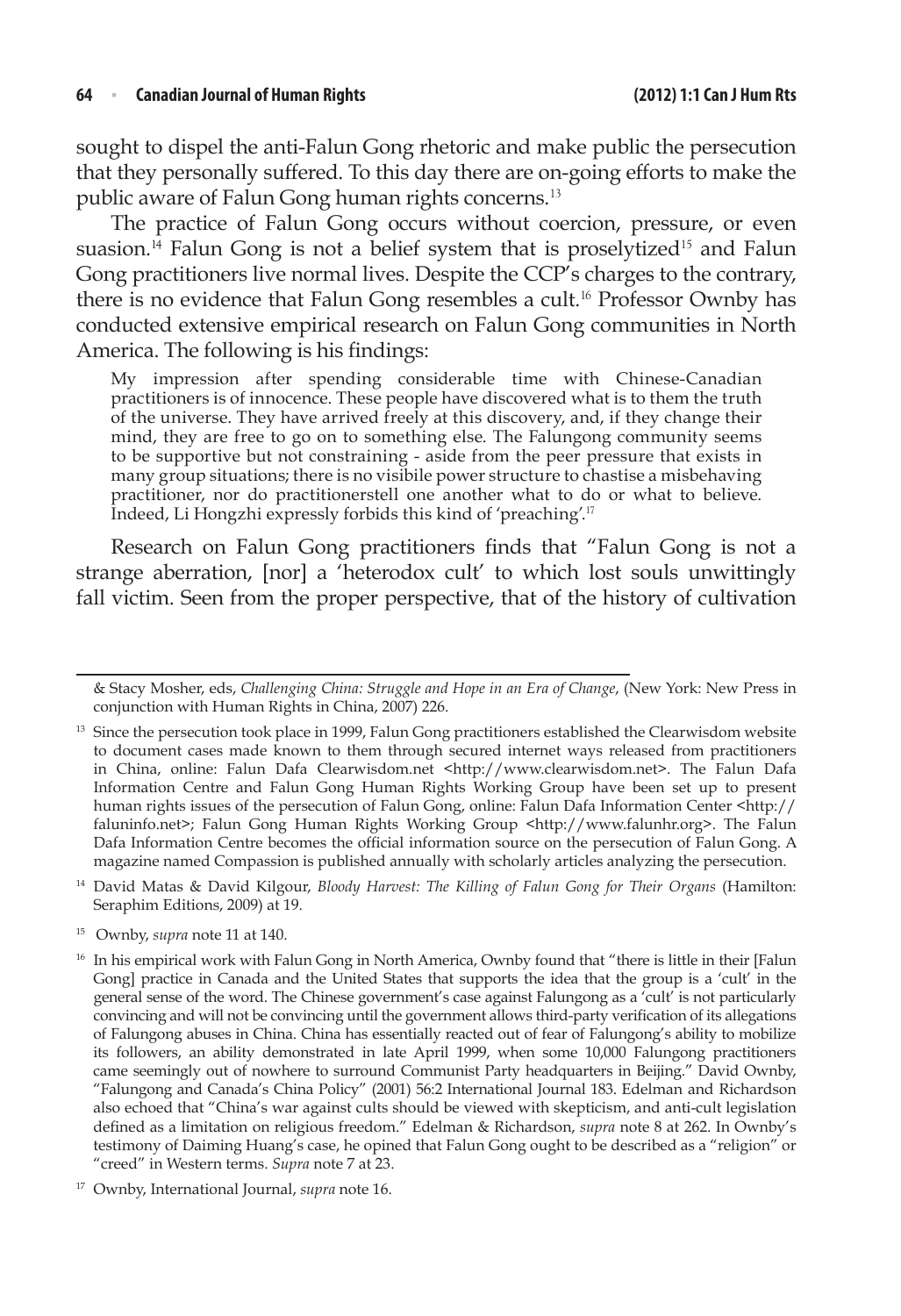sought to dispel the anti-Falun Gong rhetoric and make public the persecution that they personally suffered. To this day there are on-going efforts to make the public aware of Falun Gong human rights concerns.[13]

The practice of Falun Gong occurs without coercion, pressure, or even suasion.[14] Falun Gong is not a belief system that is proselytized[15] and Falun Gong practitioners live normal lives. Despite the CCP's charges to the contrary, there is no evidence that Falun Gong resembles a cult.[16] Professor Ownby has conducted extensive empirical research on Falun Gong communities in North America. The following is his findings:

> My impression after spending considerable time with Chinese-Canadian practitioners is of innocence. These people have discovered what is to them the truth of the universe. They have arrived freely at this discovery, and, if they change their mind, they are free to go on to something else. The Falungong community seems to be supportive but not constraining - aside from the peer pressure that exists in many group situations; there is no visibile power structure to chastise a misbehaving practitioner, nor do practitionerstell one another what to do or what to believe. Indeed, Li Hongzhi expressly forbids this kind of 'preaching'.[17]

Research on Falun Gong practitioners finds that "Falun Gong is not a strange aberration, [nor] a 'heterodox cult' to which lost souls unwittingly fall victim. Seen from the proper perspective, that of the history of cultivation

---

& Stacy Mosher, eds, *Challenging China: Struggle and Hope in an Era of Change*, (New York: New Press in conjunction with Human Rights in China, 2007) 226.

[13] Since the persecution took place in 1999, Falun Gong practitioners established the Clearwisdom website to document cases made known to them through secured internet ways released from practitioners in China, online: Falun Dafa Clearwisdom.net <http://www.clearwisdom.net>. The Falun Dafa Information Centre and Falun Gong Human Rights Working Group have been set up to present human rights issues of the persecution of Falun Gong, online: Falun Dafa Information Center <http://faluninfo.net>; Falun Gong Human Rights Working Group <http://www.falunhr.org>. The Falun Dafa Information Centre becomes the official information source on the persecution of Falun Gong. A magazine named Compassion is published annually with scholarly articles analyzing the persecution.

[14] David Matas & David Kilgour, *Bloody Harvest: The Killing of Falun Gong for Their Organs* (Hamilton: Seraphim Editions, 2009) at 19.

[15] Ownby, *supra* note 11 at 140.

[16] In his empirical work with Falun Gong in North America, Ownby found that "there is little in their [Falun Gong] practice in Canada and the United States that supports the idea that the group is a 'cult' in the general sense of the word. The Chinese government's case against Falungong as a 'cult' is not particularly convincing and will not be convincing until the government allows third-party verification of its allegations of Falungong abuses in China. China has essentially reacted out of fear of Falungong's ability to mobilize its followers, an ability demonstrated in late April 1999, when some 10,000 Falungong practitioners came seemingly out of nowhere to surround Communist Party headquarters in Beijing." David Ownby, "Falungong and Canada's China Policy" (2001) 56:2 International Journal 183. Edelman and Richardson also echoed that "China's war against cults should be viewed with skepticism, and anti-cult legislation defined as a limitation on religious freedom." Edelman & Richardson, *supra* note 8 at 262. In Ownby's testimony of Daiming Huang's case, he opined that Falun Gong ought to be described as a "religion" or "creed" in Western terms. *Supra* note 7 at 23.

[17] Ownby, International Journal, *supra* note 16.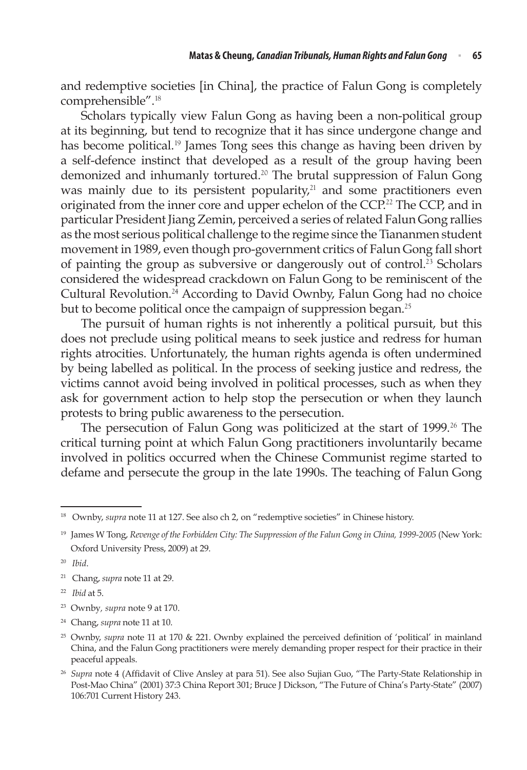and redemptive societies [in China], the practice of Falun Gong is completely comprehensible".[18]

Scholars typically view Falun Gong as having been a non-political group at its beginning, but tend to recognize that it has since undergone change and has become political.[19] James Tong sees this change as having been driven by a self-defence instinct that developed as a result of the group having been demonized and inhumanly tortured.[20] The brutal suppression of Falun Gong was mainly due to its persistent popularity,[21] and some practitioners even originated from the inner core and upper echelon of the CCP.[22] The CCP, and in particular President Jiang Zemin, perceived a series of related Falun Gong rallies as the most serious political challenge to the regime since the Tiananmen student movement in 1989, even though pro-government critics of Falun Gong fall short of painting the group as subversive or dangerously out of control.[23] Scholars considered the widespread crackdown on Falun Gong to be reminiscent of the Cultural Revolution.[24] According to David Ownby, Falun Gong had no choice but to become political once the campaign of suppression began.[25]

The pursuit of human rights is not inherently a political pursuit, but this does not preclude using political means to seek justice and redress for human rights atrocities. Unfortunately, the human rights agenda is often undermined by being labelled as political. In the process of seeking justice and redress, the victims cannot avoid being involved in political processes, such as when they ask for government action to help stop the persecution or when they launch protests to bring public awareness to the persecution.

The persecution of Falun Gong was politicized at the start of 1999.[26] The critical turning point at which Falun Gong practitioners involuntarily became involved in politics occurred when the Chinese Communist regime started to defame and persecute the group in the late 1990s. The teaching of Falun Gong

---

[18] Ownby, *supra* note 11 at 127. See also ch 2, on "redemptive societies" in Chinese history.

[19] James W Tong, *Revenge of the Forbidden City: The Suppression of the Falun Gong in China, 1999-2005* (New York: Oxford University Press, 2009) at 29.

[20] *Ibid*.

[21] Chang, *supra* note 11 at 29.

[22] *Ibid* at 5.

[23] Ownby, *supra* note 9 at 170.

[24] Chang, *supra* note 11 at 10.

[25] Ownby, *supra* note 11 at 170 & 221. Ownby explained the perceived definition of 'political' in mainland China, and the Falun Gong practitioners were merely demanding proper respect for their practice in their peaceful appeals.

[26] *Supra* note 4 (Affidavit of Clive Ansley at para 51). See also Sujian Guo, "The Party-State Relationship in Post-Mao China" (2001) 37:3 China Report 301; Bruce J Dickson, "The Future of China's Party-State" (2007) 106:701 Current History 243.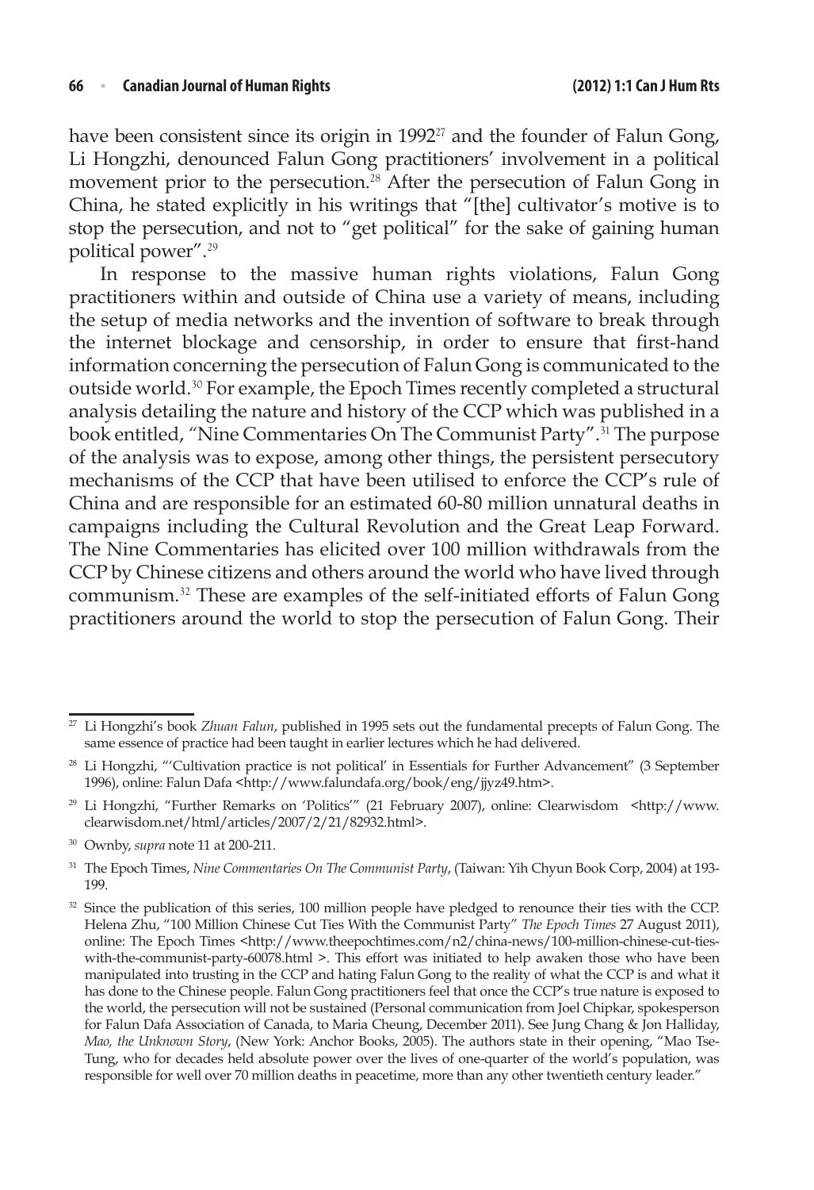have been consistent since its origin in 1992[27] and the founder of Falun Gong, Li Hongzhi, denounced Falun Gong practitioners' involvement in a political movement prior to the persecution.[28] After the persecution of Falun Gong in China, he stated explicitly in his writings that "[the] cultivator's motive is to stop the persecution, and not to "get political" for the sake of gaining human political power".[29]

In response to the massive human rights violations, Falun Gong practitioners within and outside of China use a variety of means, including the setup of media networks and the invention of software to break through the internet blockage and censorship, in order to ensure that first-hand information concerning the persecution of Falun Gong is communicated to the outside world.[30] For example, the Epoch Times recently completed a structural analysis detailing the nature and history of the CCP which was published in a book entitled, "Nine Commentaries On The Communist Party".[31] The purpose of the analysis was to expose, among other things, the persistent persecutory mechanisms of the CCP that have been utilised to enforce the CCP's rule of China and are responsible for an estimated 60-80 million unnatural deaths in campaigns including the Cultural Revolution and the Great Leap Forward. The Nine Commentaries has elicited over 100 million withdrawals from the CCP by Chinese citizens and others around the world who have lived through communism.[32] These are examples of the self-initiated efforts of Falun Gong practitioners around the world to stop the persecution of Falun Gong. Their

---

[27] Li Hongzhi's book *Zhuan Falun*, published in 1995 sets out the fundamental precepts of Falun Gong. The same essence of practice had been taught in earlier lectures which he had delivered.

[28] Li Hongzhi, "'Cultivation practice is not political' in Essentials for Further Advancement" (3 September 1996), online: Falun Dafa <http://www.falundafa.org/book/eng/jjyz49.htm>.

[29] Li Hongzhi, "Further Remarks on 'Politics'" (21 February 2007), online: Clearwisdom <http://www.clearwisdom.net/html/articles/2007/2/21/82932.html>.

[30] Ownby, *supra* note 11 at 200-211.

[31] The Epoch Times, *Nine Commentaries On The Communist Party*, (Taiwan: Yih Chyun Book Corp, 2004) at 193-199.

[32] Since the publication of this series, 100 million people have pledged to renounce their ties with the CCP. Helena Zhu, "100 Million Chinese Cut Ties With the Communist Party" *The Epoch Times* 27 August 2011), online: The Epoch Times <http://www.theepochtimes.com/n2/china-news/100-million-chinese-cut-ties-with-the-communist-party-60078.html >. This effort was initiated to help awaken those who have been manipulated into trusting in the CCP and hating Falun Gong to the reality of what the CCP is and what it has done to the Chinese people. Falun Gong practitioners feel that once the CCP's true nature is exposed to the world, the persecution will not be sustained (Personal communication from Joel Chipkar, spokesperson for Falun Dafa Association of Canada, to Maria Cheung, December 2011). See Jung Chang & Jon Halliday, *Mao, the Unknown Story*, (New York: Anchor Books, 2005). The authors state in their opening, "Mao Tse-Tung, who for decades held absolute power over the lives of one-quarter of the world's population, was responsible for well over 70 million deaths in peacetime, more than any other twentieth century leader."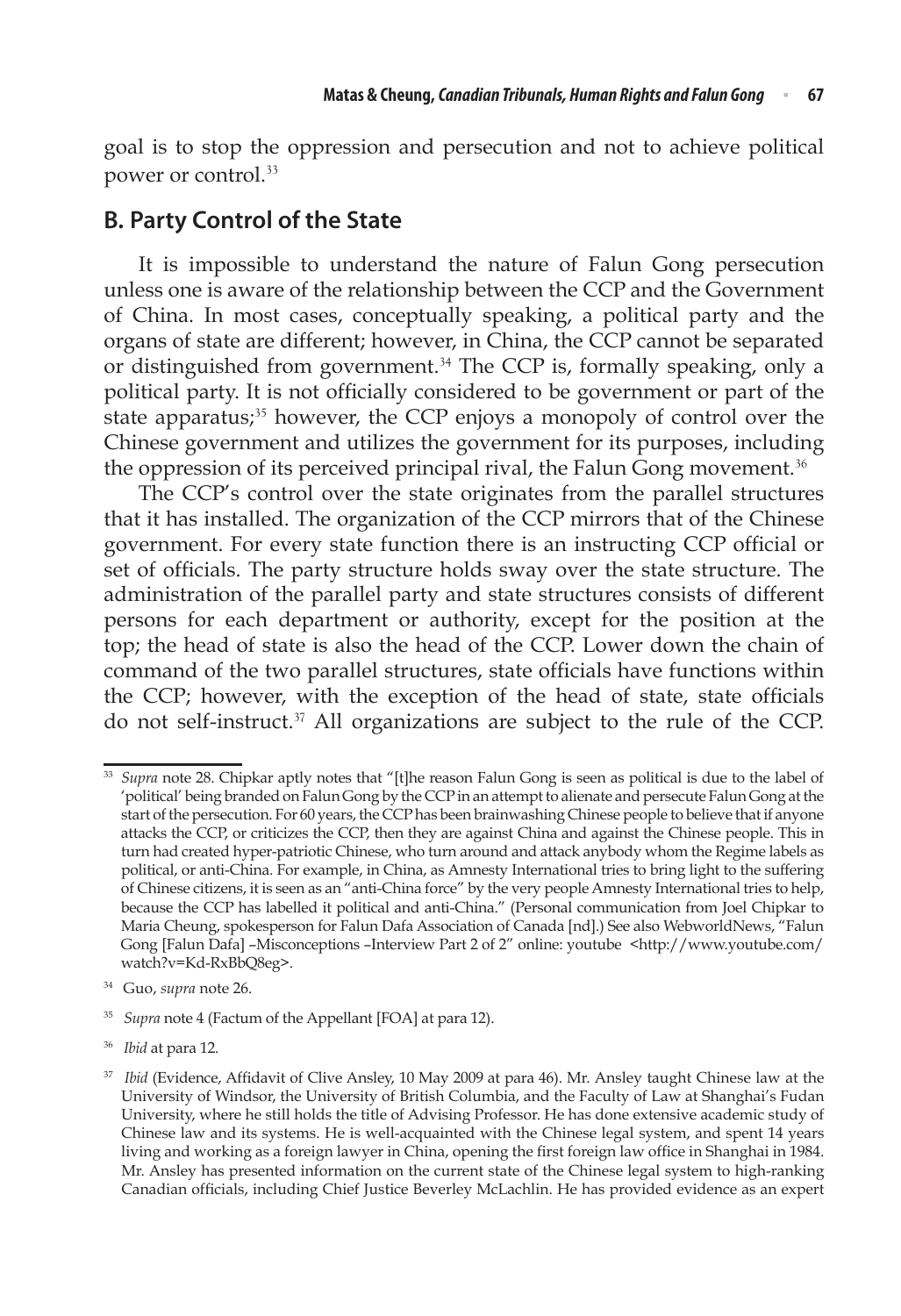goal is to stop the oppression and persecution and not to achieve political power or control.[33]

## B. Party Control of the State

It is impossible to understand the nature of Falun Gong persecution unless one is aware of the relationship between the CCP and the Government of China. In most cases, conceptually speaking, a political party and the organs of state are different; however, in China, the CCP cannot be separated or distinguished from government.[34] The CCP is, formally speaking, only a political party. It is not officially considered to be government or part of the state apparatus;[35] however, the CCP enjoys a monopoly of control over the Chinese government and utilizes the government for its purposes, including the oppression of its perceived principal rival, the Falun Gong movement.[36]

The CCP's control over the state originates from the parallel structures that it has installed. The organization of the CCP mirrors that of the Chinese government. For every state function there is an instructing CCP official or set of officials. The party structure holds sway over the state structure. The administration of the parallel party and state structures consists of different persons for each department or authority, except for the position at the top; the head of state is also the head of the CCP. Lower down the chain of command of the two parallel structures, state officials have functions within the CCP; however, with the exception of the head of state, state officials do not self-instruct.[37] All organizations are subject to the rule of the CCP.

---

[33] *Supra* note 28. Chipkar aptly notes that "[t]he reason Falun Gong is seen as political is due to the label of 'political' being branded on Falun Gong by the CCP in an attempt to alienate and persecute Falun Gong at the start of the persecution. For 60 years, the CCP has been brainwashing Chinese people to believe that if anyone attacks the CCP, or criticizes the CCP, then they are against China and against the Chinese people. This in turn had created hyper-patriotic Chinese, who turn around and attack anybody whom the Regime labels as political, or anti-China. For example, in China, as Amnesty International tries to bring light to the suffering of Chinese citizens, it is seen as an "anti-China force" by the very people Amnesty International tries to help, because the CCP has labelled it political and anti-China." (Personal communication from Joel Chipkar to Maria Cheung, spokesperson for Falun Dafa Association of Canada [nd].) See also WebworldNews, "Falun Gong [Falun Dafa] –Misconceptions –Interview Part 2 of 2" online: youtube <http://www.youtube.com/watch?v=Kd-RxBbQ8eg>.

[34] Guo, *supra* note 26.

[35] *Supra* note 4 (Factum of the Appellant [FOA] at para 12).

[36] *Ibid* at para 12.

[37] *Ibid* (Evidence, Affidavit of Clive Ansley, 10 May 2009 at para 46). Mr. Ansley taught Chinese law at the University of Windsor, the University of British Columbia, and the Faculty of Law at Shanghai's Fudan University, where he still holds the title of Advising Professor. He has done extensive academic study of Chinese law and its systems. He is well-acquainted with the Chinese legal system, and spent 14 years living and working as a foreign lawyer in China, opening the first foreign law office in Shanghai in 1984. Mr. Ansley has presented information on the current state of the Chinese legal system to high-ranking Canadian officials, including Chief Justice Beverley McLachlin. He has provided evidence as an expert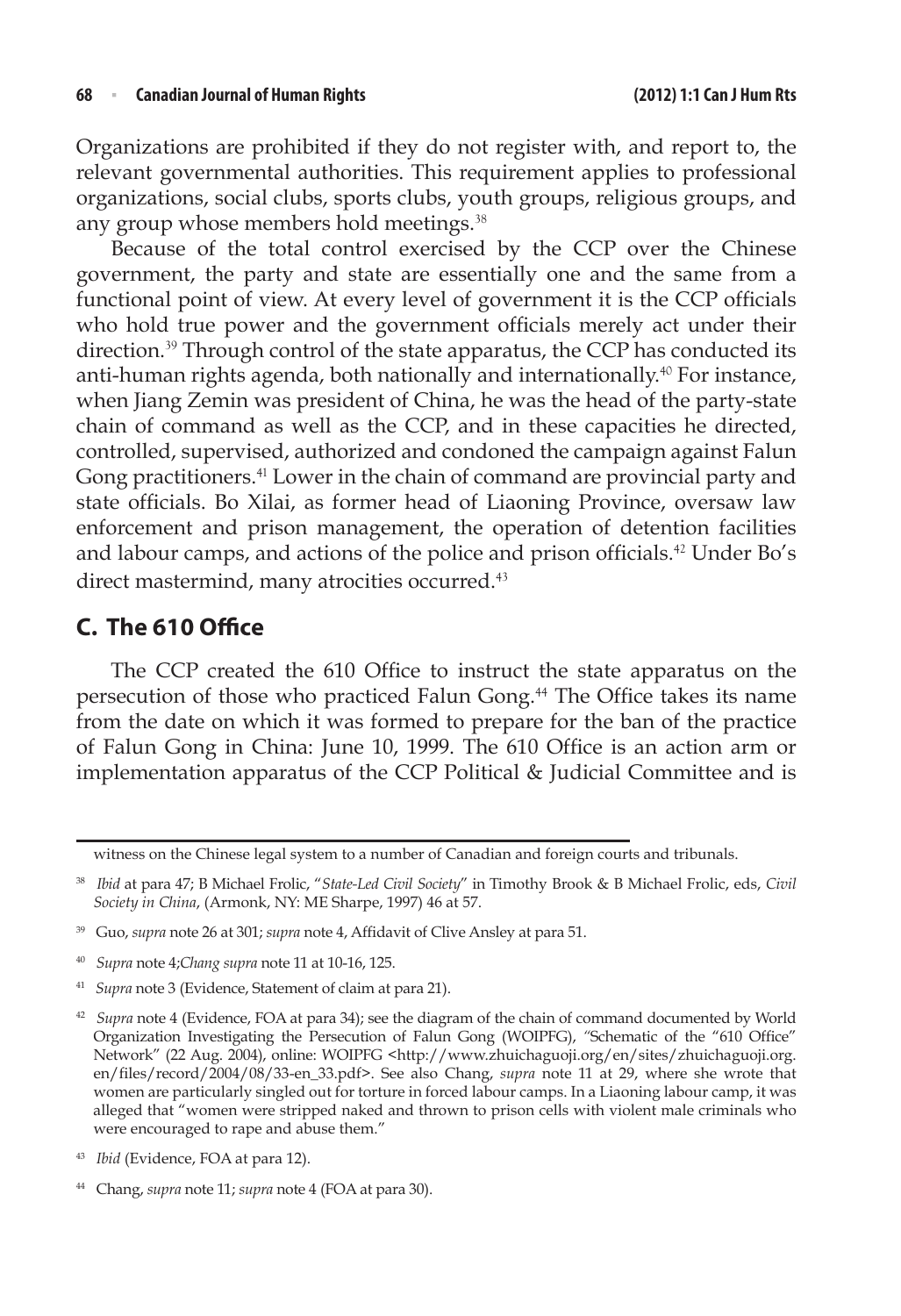Organizations are prohibited if they do not register with, and report to, the relevant governmental authorities. This requirement applies to professional organizations, social clubs, sports clubs, youth groups, religious groups, and any group whose members hold meetings.[38]

Because of the total control exercised by the CCP over the Chinese government, the party and state are essentially one and the same from a functional point of view. At every level of government it is the CCP officials who hold true power and the government officials merely act under their direction.[39] Through control of the state apparatus, the CCP has conducted its anti-human rights agenda, both nationally and internationally.[40] For instance, when Jiang Zemin was president of China, he was the head of the party-state chain of command as well as the CCP, and in these capacities he directed, controlled, supervised, authorized and condoned the campaign against Falun Gong practitioners.[41] Lower in the chain of command are provincial party and state officials. Bo Xilai, as former head of Liaoning Province, oversaw law enforcement and prison management, the operation of detention facilities and labour camps, and actions of the police and prison officials.[42] Under Bo's direct mastermind, many atrocities occurred.[43]

## C. The 610 Office

The CCP created the 610 Office to instruct the state apparatus on the persecution of those who practiced Falun Gong.[44] The Office takes its name from the date on which it was formed to prepare for the ban of the practice of Falun Gong in China: June 10, 1999. The 610 Office is an action arm or implementation apparatus of the CCP Political & Judicial Committee and is

---

witness on the Chinese legal system to a number of Canadian and foreign courts and tribunals.

[38] *Ibid* at para 47; B Michael Frolic, "*State-Led Civil Society*" in Timothy Brook & B Michael Frolic, eds, *Civil Society in China*, (Armonk, NY: ME Sharpe, 1997) 46 at 57.

[39] Guo, *supra* note 26 at 301; *supra* note 4, Affidavit of Clive Ansley at para 51.

[40] *Supra* note 4;*Chang supra* note 11 at 10-16, 125.

[41] *Supra* note 3 (Evidence, Statement of claim at para 21).

[42] *Supra* note 4 (Evidence, FOA at para 34); see the diagram of the chain of command documented by World Organization Investigating the Persecution of Falun Gong (WOIPFG), "Schematic of the "610 Office" Network" (22 Aug. 2004), online: WOIPFG <http://www.zhuichaguoji.org/en/sites/zhuichaguoji.org.en/files/record/2004/08/33-en_33.pdf>. See also Chang, *supra* note 11 at 29, where she wrote that women are particularly singled out for torture in forced labour camps. In a Liaoning labour camp, it was alleged that "women were stripped naked and thrown to prison cells with violent male criminals who were encouraged to rape and abuse them."

[43] *Ibid* (Evidence, FOA at para 12).

[44] Chang, *supra* note 11; *supra* note 4 (FOA at para 30).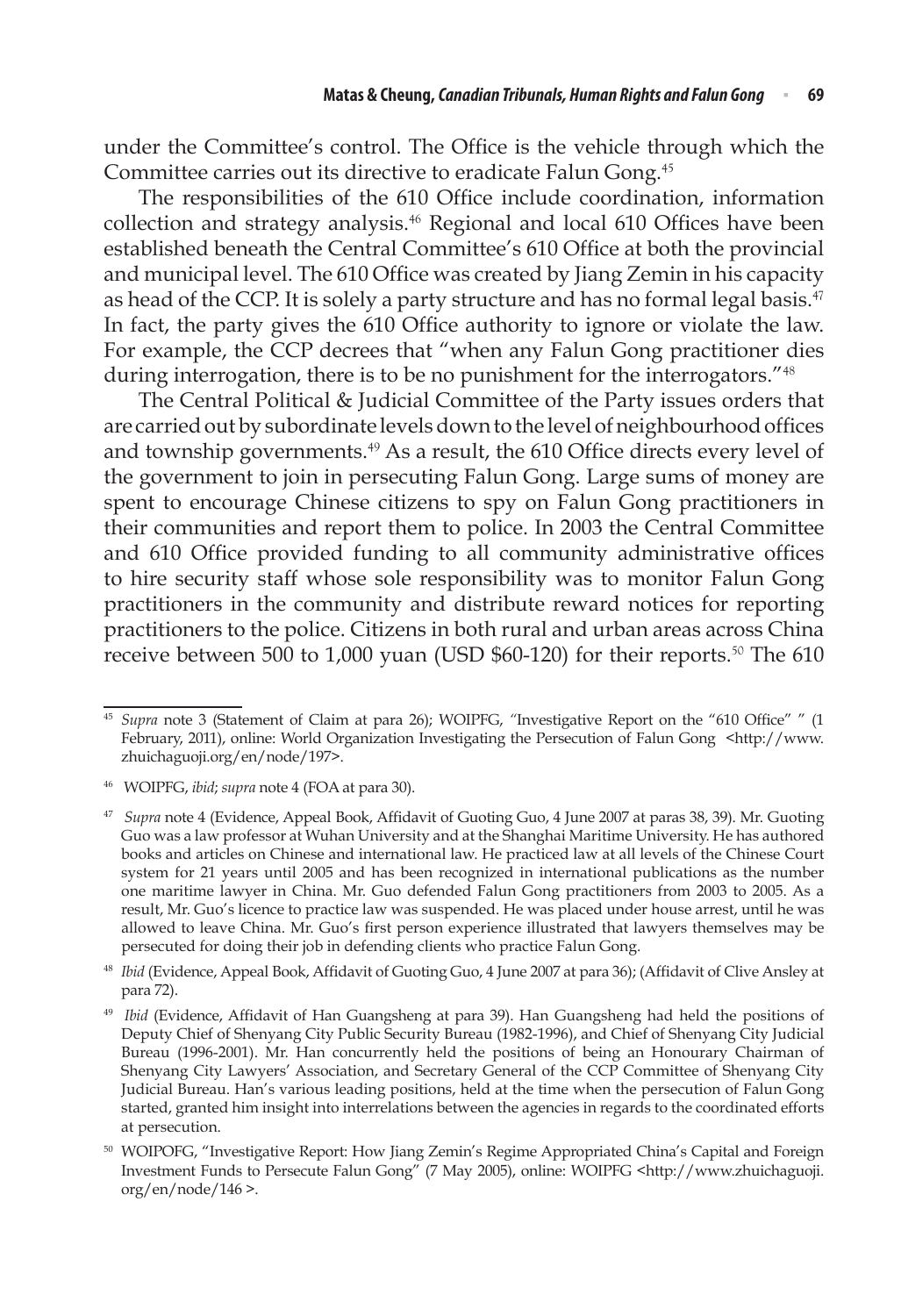under the Committee's control. The Office is the vehicle through which the Committee carries out its directive to eradicate Falun Gong.[45]

The responsibilities of the 610 Office include coordination, information collection and strategy analysis.[46] Regional and local 610 Offices have been established beneath the Central Committee's 610 Office at both the provincial and municipal level. The 610 Office was created by Jiang Zemin in his capacity as head of the CCP. It is solely a party structure and has no formal legal basis.[47] In fact, the party gives the 610 Office authority to ignore or violate the law. For example, the CCP decrees that "when any Falun Gong practitioner dies during interrogation, there is to be no punishment for the interrogators."[48]

The Central Political & Judicial Committee of the Party issues orders that are carried out by subordinate levels down to the level of neighbourhood offices and township governments.[49] As a result, the 610 Office directs every level of the government to join in persecuting Falun Gong. Large sums of money are spent to encourage Chinese citizens to spy on Falun Gong practitioners in their communities and report them to police. In 2003 the Central Committee and 610 Office provided funding to all community administrative offices to hire security staff whose sole responsibility was to monitor Falun Gong practitioners in the community and distribute reward notices for reporting practitioners to the police. Citizens in both rural and urban areas across China receive between 500 to 1,000 yuan (USD $60-120) for their reports.[50] The 610

---

[45] *Supra* note 3 (Statement of Claim at para 26); WOIPFG, "Investigative Report on the "610 Office" " (1 February, 2011), online: World Organization Investigating the Persecution of Falun Gong <http://www.zhuichaguoji.org/en/node/197>.

[46] WOIPFG, *ibid*; *supra* note 4 (FOA at para 30).

[47] *Supra* note 4 (Evidence, Appeal Book, Affidavit of Guoting Guo, 4 June 2007 at paras 38, 39). Mr. Guoting Guo was a law professor at Wuhan University and at the Shanghai Maritime University. He has authored books and articles on Chinese and international law. He practiced law at all levels of the Chinese Court system for 21 years until 2005 and has been recognized in international publications as the number one maritime lawyer in China. Mr. Guo defended Falun Gong practitioners from 2003 to 2005. As a result, Mr. Guo's licence to practice law was suspended. He was placed under house arrest, until he was allowed to leave China. Mr. Guo's first person experience illustrated that lawyers themselves may be persecuted for doing their job in defending clients who practice Falun Gong.

[48] *Ibid* (Evidence, Appeal Book, Affidavit of Guoting Guo, 4 June 2007 at para 36); (Affidavit of Clive Ansley at para 72).

[49] *Ibid* (Evidence, Affidavit of Han Guangsheng at para 39). Han Guangsheng had held the positions of Deputy Chief of Shenyang City Public Security Bureau (1982-1996), and Chief of Shenyang City Judicial Bureau (1996-2001). Mr. Han concurrently held the positions of being an Honourary Chairman of Shenyang City Lawyers' Association, and Secretary General of the CCP Committee of Shenyang City Judicial Bureau. Han's various leading positions, held at the time when the persecution of Falun Gong started, granted him insight into interrelations between the agencies in regards to the coordinated efforts at persecution.

[50] WOIPOFG, "Investigative Report: How Jiang Zemin's Regime Appropriated China's Capital and Foreign Investment Funds to Persecute Falun Gong" (7 May 2005), online: WOIPFG <http://www.zhuichaguoji.org/en/node/146 >.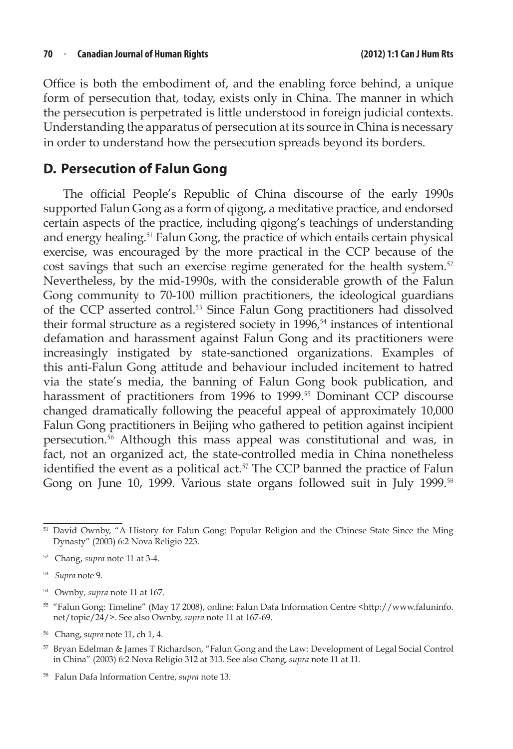Office is both the embodiment of, and the enabling force behind, a unique form of persecution that, today, exists only in China. The manner in which the persecution is perpetrated is little understood in foreign judicial contexts. Understanding the apparatus of persecution at its source in China is necessary in order to understand how the persecution spreads beyond its borders.

## D. Persecution of Falun Gong

The official People's Republic of China discourse of the early 1990s supported Falun Gong as a form of qigong, a meditative practice, and endorsed certain aspects of the practice, including qigong's teachings of understanding and energy healing.[51] Falun Gong, the practice of which entails certain physical exercise, was encouraged by the more practical in the CCP because of the cost savings that such an exercise regime generated for the health system.[52] Nevertheless, by the mid-1990s, with the considerable growth of the Falun Gong community to 70-100 million practitioners, the ideological guardians of the CCP asserted control.[53] Since Falun Gong practitioners had dissolved their formal structure as a registered society in 1996,[54] instances of intentional defamation and harassment against Falun Gong and its practitioners were increasingly instigated by state-sanctioned organizations. Examples of this anti-Falun Gong attitude and behaviour included incitement to hatred via the state's media, the banning of Falun Gong book publication, and harassment of practitioners from 1996 to 1999.[55] Dominant CCP discourse changed dramatically following the peaceful appeal of approximately 10,000 Falun Gong practitioners in Beijing who gathered to petition against incipient persecution.[56] Although this mass appeal was constitutional and was, in fact, not an organized act, the state-controlled media in China nonetheless identified the event as a political act.[57] The CCP banned the practice of Falun Gong on June 10, 1999. Various state organs followed suit in July 1999.[58]

---

[51] David Ownby, "A History for Falun Gong: Popular Religion and the Chinese State Since the Ming Dynasty" (2003) 6:2 Nova Religio 223.

[52] Chang, *supra* note 11 at 3-4.

[53] *Supra* note 9.

[54] Ownby, *supra* note 11 at 167.

[55] "Falun Gong: Timeline" (May 17 2008), online: Falun Dafa Information Centre <http://www.faluninfo.net/topic/24/>. See also Ownby, *supra* note 11 at 167-69.

[56] Chang, s*upra* note 11, ch 1, 4.

[57] Bryan Edelman & James T Richardson, "Falun Gong and the Law: Development of Legal Social Control in China" (2003) 6:2 Nova Religio 312 at 313. See also Chang, *supra* note 11 at 11.

[58] Falun Dafa Information Centre, *supra* note 13.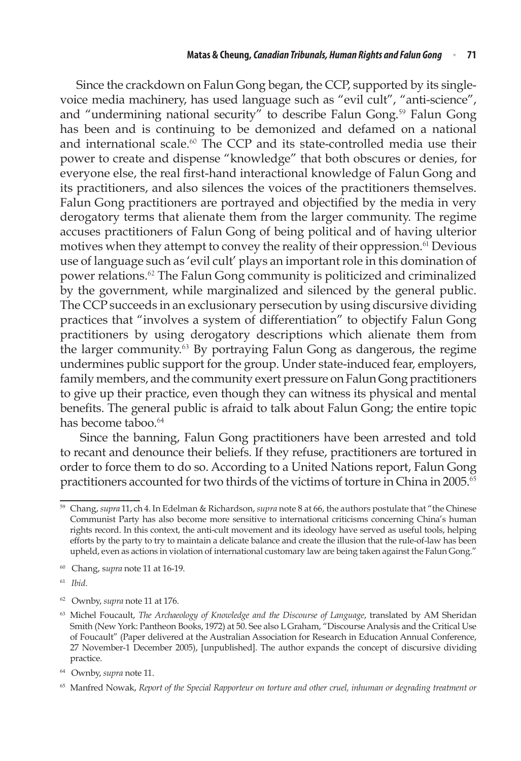Since the crackdown on Falun Gong began, the CCP, supported by its single-voice media machinery, has used language such as "evil cult", "anti-science", and "undermining national security" to describe Falun Gong.[59] Falun Gong has been and is continuing to be demonized and defamed on a national and international scale.[60] The CCP and its state-controlled media use their power to create and dispense "knowledge" that both obscures or denies, for everyone else, the real first-hand interactional knowledge of Falun Gong and its practitioners, and also silences the voices of the practitioners themselves. Falun Gong practitioners are portrayed and objectified by the media in very derogatory terms that alienate them from the larger community. The regime accuses practitioners of Falun Gong of being political and of having ulterior motives when they attempt to convey the reality of their oppression.[61] Devious use of language such as 'evil cult' plays an important role in this domination of power relations.[62] The Falun Gong community is politicized and criminalized by the government, while marginalized and silenced by the general public. The CCP succeeds in an exclusionary persecution by using discursive dividing practices that "involves a system of differentiation" to objectify Falun Gong practitioners by using derogatory descriptions which alienate them from the larger community.[63] By portraying Falun Gong as dangerous, the regime undermines public support for the group. Under state-induced fear, employers, family members, and the community exert pressure on Falun Gong practitioners to give up their practice, even though they can witness its physical and mental benefits. The general public is afraid to talk about Falun Gong; the entire topic has become taboo.[64]

Since the banning, Falun Gong practitioners have been arrested and told to recant and denounce their beliefs. If they refuse, practitioners are tortured in order to force them to do so. According to a United Nations report, Falun Gong practitioners accounted for two thirds of the victims of torture in China in 2005.[65]

---

[59] Chang, *supra* 11, ch 4. In Edelman & Richardson, *supra* note 8 at 66, the authors postulate that "the Chinese Communist Party has also become more sensitive to international criticisms concerning China's human rights record. In this context, the anti-cult movement and its ideology have served as useful tools, helping efforts by the party to try to maintain a delicate balance and create the illusion that the rule-of-law has been upheld, even as actions in violation of international customary law are being taken against the Falun Gong."

[60] Chang, *supra* note 11 at 16-19.

[61] *Ibid*.

[62] Ownby, *supra* note 11 at 176.

[63] Michel Foucault, *The Archaeology of Knowledge and the Discourse of Language*, translated by AM Sheridan Smith (New York: Pantheon Books, 1972) at 50. See also L Graham, "Discourse Analysis and the Critical Use of Foucault" (Paper delivered at the Australian Association for Research in Education Annual Conference, 27 November-1 December 2005), [unpublished]. The author expands the concept of discursive dividing practice.

[64] Ownby, *supra* note 11.

[65] Manfred Nowak, *Report of the Special Rapporteur on torture and other cruel, inhuman or degrading treatment or*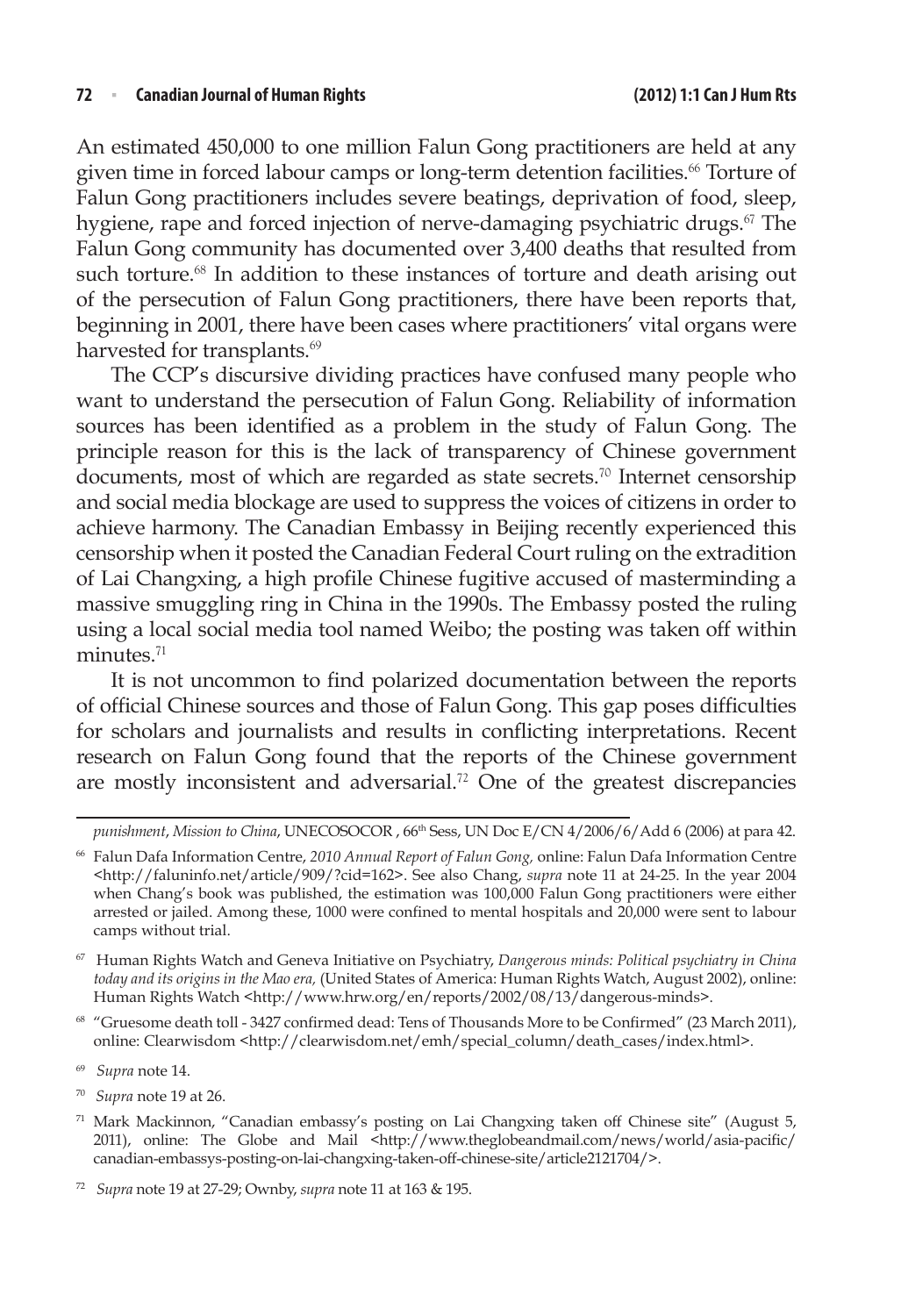An estimated 450,000 to one million Falun Gong practitioners are held at any given time in forced labour camps or long-term detention facilities.[66] Torture of Falun Gong practitioners includes severe beatings, deprivation of food, sleep, hygiene, rape and forced injection of nerve-damaging psychiatric drugs.[67] The Falun Gong community has documented over 3,400 deaths that resulted from such torture.[68] In addition to these instances of torture and death arising out of the persecution of Falun Gong practitioners, there have been reports that, beginning in 2001, there have been cases where practitioners' vital organs were harvested for transplants.[69]

The CCP's discursive dividing practices have confused many people who want to understand the persecution of Falun Gong. Reliability of information sources has been identified as a problem in the study of Falun Gong. The principle reason for this is the lack of transparency of Chinese government documents, most of which are regarded as state secrets.[70] Internet censorship and social media blockage are used to suppress the voices of citizens in order to achieve harmony. The Canadian Embassy in Beijing recently experienced this censorship when it posted the Canadian Federal Court ruling on the extradition of Lai Changxing, a high profile Chinese fugitive accused of masterminding a massive smuggling ring in China in the 1990s. The Embassy posted the ruling using a local social media tool named Weibo; the posting was taken off within minutes.[71]

It is not uncommon to find polarized documentation between the reports of official Chinese sources and those of Falun Gong. This gap poses difficulties for scholars and journalists and results in conflicting interpretations. Recent research on Falun Gong found that the reports of the Chinese government are mostly inconsistent and adversarial.[72] One of the greatest discrepancies

---

*punishment*, *Mission to China*, UNECOSOCOR , 66th Sess, UN Doc E/CN 4/2006/6/Add 6 (2006) at para 42.

[66] Falun Dafa Information Centre, *2010 Annual Report of Falun Gong,* online: Falun Dafa Information Centre <http://faluninfo.net/article/909/?cid=162>. See also Chang, *supra* note 11 at 24-25. In the year 2004 when Chang's book was published, the estimation was 100,000 Falun Gong practitioners were either arrested or jailed. Among these, 1000 were confined to mental hospitals and 20,000 were sent to labour camps without trial.

[67] Human Rights Watch and Geneva Initiative on Psychiatry, *Dangerous minds: Political psychiatry in China today and its origins in the Mao era,* (United States of America: Human Rights Watch, August 2002), online: Human Rights Watch <http://www.hrw.org/en/reports/2002/08/13/dangerous-minds>.

[68] "Gruesome death toll - 3427 confirmed dead: Tens of Thousands More to be Confirmed" (23 March 2011), online: Clearwisdom <http://clearwisdom.net/emh/special_column/death_cases/index.html>.

[69] *Supra* note 14.

[70] *Supra* note 19 at 26.

[71] Mark Mackinnon, "Canadian embassy's posting on Lai Changxing taken off Chinese site" (August 5, 2011), online: The Globe and Mail <http://www.theglobeandmail.com/news/world/asia-pacific/canadian-embassys-posting-on-lai-changxing-taken-off-chinese-site/article2121704/>.

[72] *Supra* note 19 at 27-29; Ownby, *supra* note 11 at 163 & 195.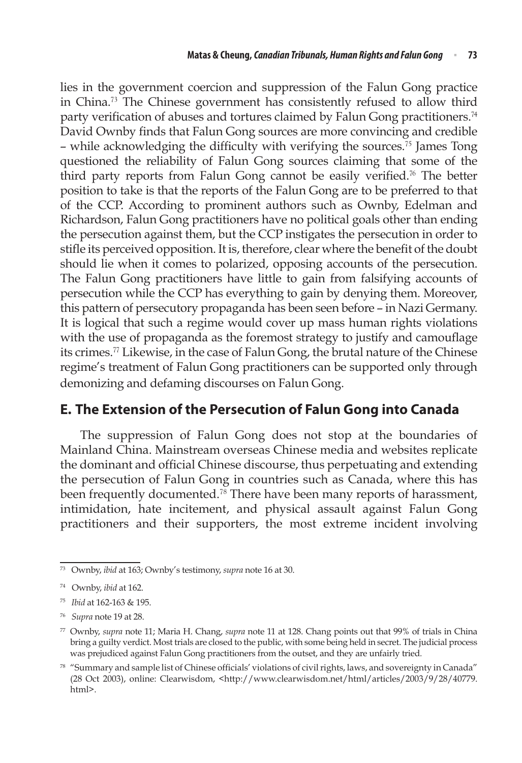lies in the government coercion and suppression of the Falun Gong practice in China.[73] The Chinese government has consistently refused to allow third party verification of abuses and tortures claimed by Falun Gong practitioners.[74] David Ownby finds that Falun Gong sources are more convincing and credible – while acknowledging the difficulty with verifying the sources.[75] James Tong questioned the reliability of Falun Gong sources claiming that some of the third party reports from Falun Gong cannot be easily verified.[76] The better position to take is that the reports of the Falun Gong are to be preferred to that of the CCP. According to prominent authors such as Ownby, Edelman and Richardson, Falun Gong practitioners have no political goals other than ending the persecution against them, but the CCP instigates the persecution in order to stifle its perceived opposition. It is, therefore, clear where the benefit of the doubt should lie when it comes to polarized, opposing accounts of the persecution. The Falun Gong practitioners have little to gain from falsifying accounts of persecution while the CCP has everything to gain by denying them. Moreover, this pattern of persecutory propaganda has been seen before – in Nazi Germany. It is logical that such a regime would cover up mass human rights violations with the use of propaganda as the foremost strategy to justify and camouflage its crimes.[77] Likewise, in the case of Falun Gong, the brutal nature of the Chinese regime's treatment of Falun Gong practitioners can be supported only through demonizing and defaming discourses on Falun Gong.

## E. The Extension of the Persecution of Falun Gong into Canada

The suppression of Falun Gong does not stop at the boundaries of Mainland China. Mainstream overseas Chinese media and websites replicate the dominant and official Chinese discourse, thus perpetuating and extending the persecution of Falun Gong in countries such as Canada, where this has been frequently documented.[78] There have been many reports of harassment, intimidation, hate incitement, and physical assault against Falun Gong practitioners and their supporters, the most extreme incident involving

---

[73] Ownby, *ibid* at 163; Ownby's testimony, *supra* note 16 at 30.

[74] Ownby, *ibid* at 162.

[75] *Ibid* at 162-163 & 195.

[76] *Supra* note 19 at 28.

[77] Ownby, *supra* note 11; Maria H. Chang, *supra* note 11 at 128. Chang points out that 99% of trials in China bring a guilty verdict. Most trials are closed to the public, with some being held in secret. The judicial process was prejudiced against Falun Gong practitioners from the outset, and they are unfairly tried.

[78] "Summary and sample list of Chinese officials' violations of civil rights, laws, and sovereignty in Canada" (28 Oct 2003), online: Clearwisdom, <http://www.clearwisdom.net/html/articles/2003/9/28/40779.html>.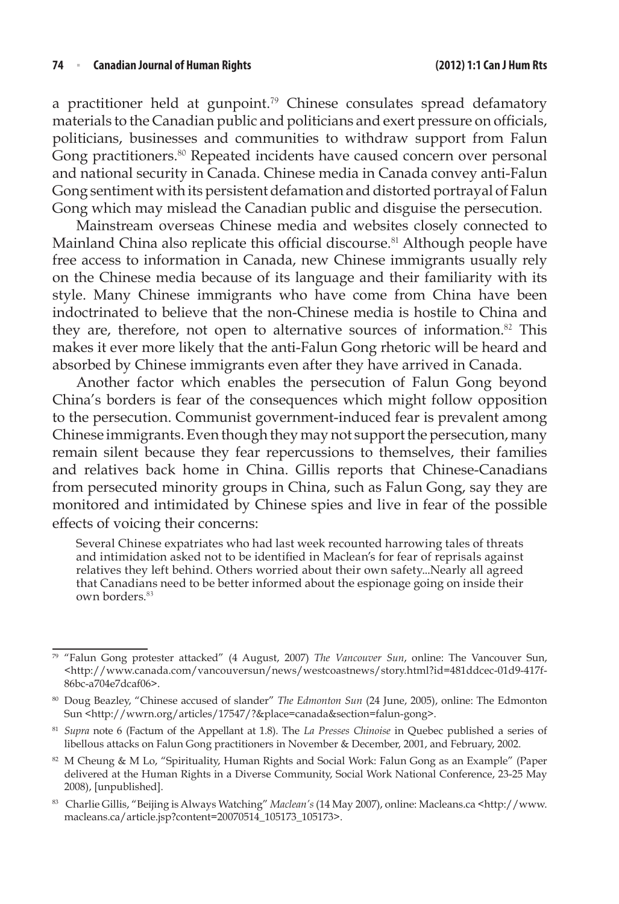a practitioner held at gunpoint.[79] Chinese consulates spread defamatory materials to the Canadian public and politicians and exert pressure on officials, politicians, businesses and communities to withdraw support from Falun Gong practitioners.[80] Repeated incidents have caused concern over personal and national security in Canada. Chinese media in Canada convey anti-Falun Gong sentiment with its persistent defamation and distorted portrayal of Falun Gong which may mislead the Canadian public and disguise the persecution.

Mainstream overseas Chinese media and websites closely connected to Mainland China also replicate this official discourse.[81] Although people have free access to information in Canada, new Chinese immigrants usually rely on the Chinese media because of its language and their familiarity with its style. Many Chinese immigrants who have come from China have been indoctrinated to believe that the non-Chinese media is hostile to China and they are, therefore, not open to alternative sources of information.[82] This makes it ever more likely that the anti-Falun Gong rhetoric will be heard and absorbed by Chinese immigrants even after they have arrived in Canada.

Another factor which enables the persecution of Falun Gong beyond China's borders is fear of the consequences which might follow opposition to the persecution. Communist government-induced fear is prevalent among Chinese immigrants. Even though they may not support the persecution, many remain silent because they fear repercussions to themselves, their families and relatives back home in China. Gillis reports that Chinese-Canadians from persecuted minority groups in China, such as Falun Gong, say they are monitored and intimidated by Chinese spies and live in fear of the possible effects of voicing their concerns:

> Several Chinese expatriates who had last week recounted harrowing tales of threats and intimidation asked not to be identified in Maclean's for fear of reprisals against relatives they left behind. Others worried about their own safety...Nearly all agreed that Canadians need to be better informed about the espionage going on inside their own borders.[83]

---

[79] "Falun Gong protester attacked" (4 August, 2007) *The Vancouver Sun*, online: The Vancouver Sun, <http://www.canada.com/vancouversun/news/westcoastnews/story.html?id=481ddcec-01d9-417f-86bc-a704e7dcaf06>.

[80] Doug Beazley, "Chinese accused of slander" *The Edmonton Sun* (24 June, 2005), online: The Edmonton Sun <http://wwrn.org/articles/17547/?&place=canada&section=falun-gong>.

[81] *Supra* note 6 (Factum of the Appellant at 1.8). The *La Presses Chinoise* in Quebec published a series of libellous attacks on Falun Gong practitioners in November & December, 2001, and February, 2002.

[82] M Cheung & M Lo, "Spirituality, Human Rights and Social Work: Falun Gong as an Example" (Paper delivered at the Human Rights in a Diverse Community, Social Work National Conference, 23-25 May 2008), [unpublished].

[83] Charlie Gillis, "Beijing is Always Watching" *Maclean's* (14 May 2007), online: Macleans.ca <http://www.macleans.ca/article.jsp?content=20070514_105173_105173>.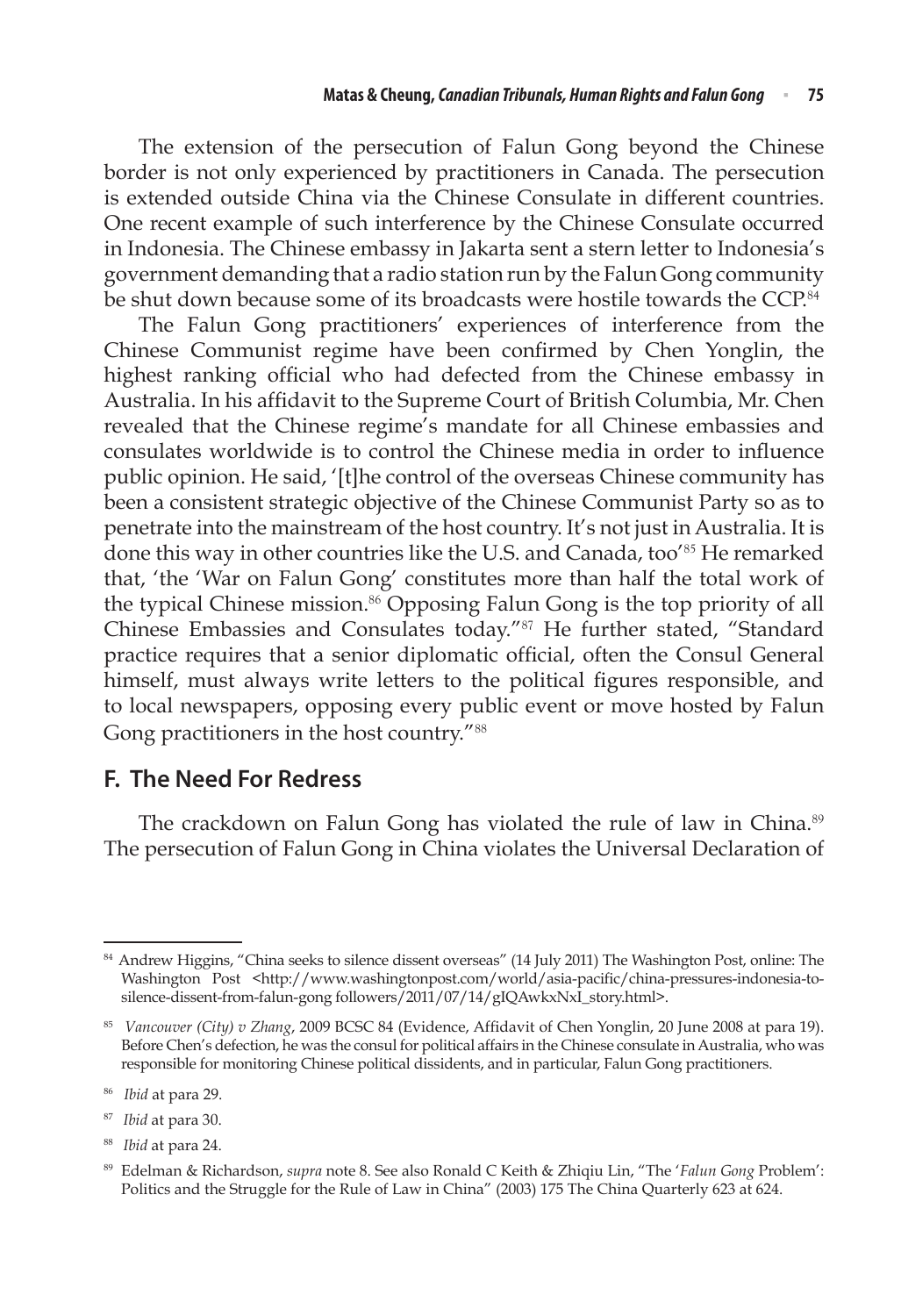The extension of the persecution of Falun Gong beyond the Chinese border is not only experienced by practitioners in Canada. The persecution is extended outside China via the Chinese Consulate in different countries. One recent example of such interference by the Chinese Consulate occurred in Indonesia. The Chinese embassy in Jakarta sent a stern letter to Indonesia's government demanding that a radio station run by the Falun Gong community be shut down because some of its broadcasts were hostile towards the CCP.[84]

The Falun Gong practitioners' experiences of interference from the Chinese Communist regime have been confirmed by Chen Yonglin, the highest ranking official who had defected from the Chinese embassy in Australia. In his affidavit to the Supreme Court of British Columbia, Mr. Chen revealed that the Chinese regime's mandate for all Chinese embassies and consulates worldwide is to control the Chinese media in order to influence public opinion. He said, '[t]he control of the overseas Chinese community has been a consistent strategic objective of the Chinese Communist Party so as to penetrate into the mainstream of the host country. It's not just in Australia. It is done this way in other countries like the U.S. and Canada, too'[85] He remarked that, 'the 'War on Falun Gong' constitutes more than half the total work of the typical Chinese mission.[86] Opposing Falun Gong is the top priority of all Chinese Embassies and Consulates today."[87] He further stated, "Standard practice requires that a senior diplomatic official, often the Consul General himself, must always write letters to the political figures responsible, and to local newspapers, opposing every public event or move hosted by Falun Gong practitioners in the host country."[88]

## F. The Need For Redress

The crackdown on Falun Gong has violated the rule of law in China.[89] The persecution of Falun Gong in China violates the Universal Declaration of

---

[84] Andrew Higgins, "China seeks to silence dissent overseas" (14 July 2011) The Washington Post, online: The Washington Post <http://www.washingtonpost.com/world/asia-pacific/china-pressures-indonesia-to-silence-dissent-from-falun-gong followers/2011/07/14/gIQAwkxNxI_story.html>.

[85] *Vancouver (City) v Zhang*, 2009 BCSC 84 (Evidence, Affidavit of Chen Yonglin, 20 June 2008 at para 19). Before Chen's defection, he was the consul for political affairs in the Chinese consulate in Australia, who was responsible for monitoring Chinese political dissidents, and in particular, Falun Gong practitioners.

[86] *Ibid* at para 29.

[87] *Ibid* at para 30.

[88] *Ibid* at para 24.

[89] Edelman & Richardson, *supra* note 8. See also Ronald C Keith & Zhiqiu Lin, "The '*Falun Gong* Problem': Politics and the Struggle for the Rule of Law in China" (2003) 175 The China Quarterly 623 at 624.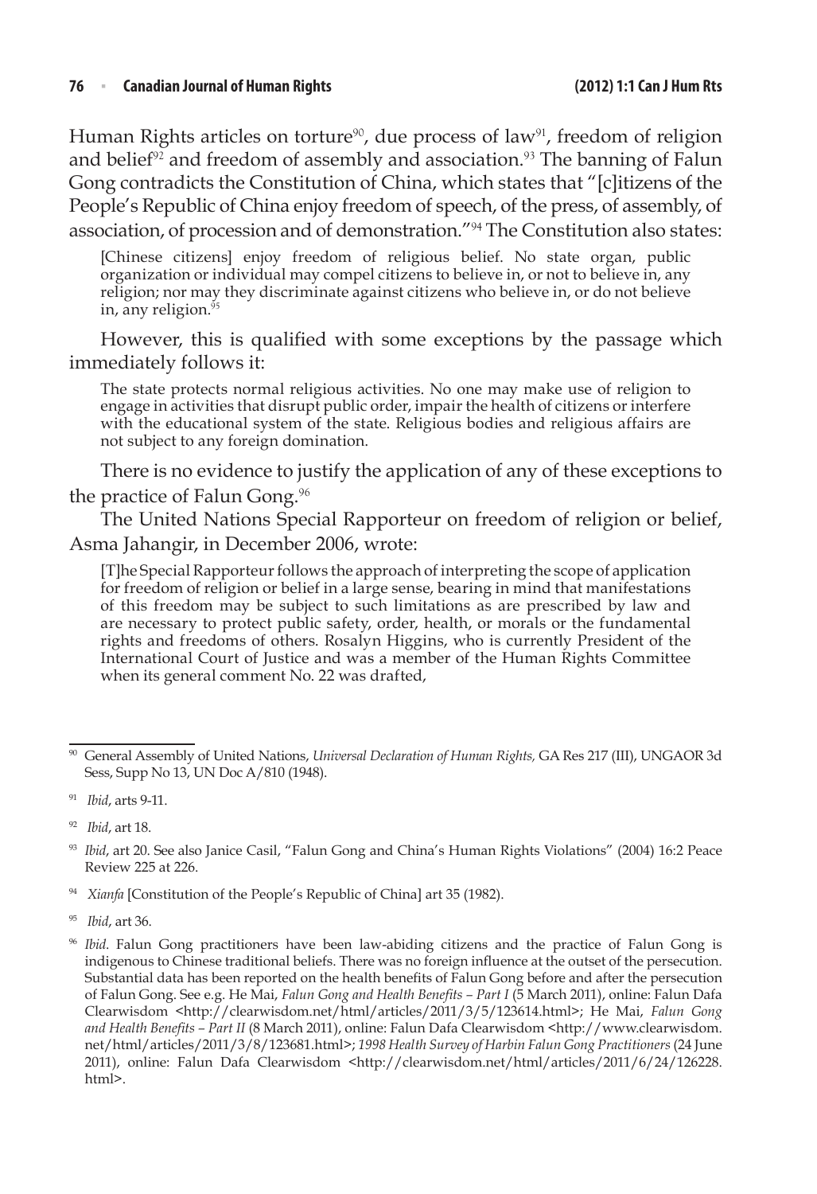Human Rights articles on torture[90], due process of law[91], freedom of religion and belief[92] and freedom of assembly and association.[93] The banning of Falun Gong contradicts the Constitution of China, which states that "[c]itizens of the People's Republic of China enjoy freedom of speech, of the press, of assembly, of association, of procession and of demonstration."[94] The Constitution also states:

> [Chinese citizens] enjoy freedom of religious belief. No state organ, public organization or individual may compel citizens to believe in, or not to believe in, any religion; nor may they discriminate against citizens who believe in, or do not believe in, any religion.[95]

However, this is qualified with some exceptions by the passage which immediately follows it:

> The state protects normal religious activities. No one may make use of religion to engage in activities that disrupt public order, impair the health of citizens or interfere with the educational system of the state. Religious bodies and religious affairs are not subject to any foreign domination.

There is no evidence to justify the application of any of these exceptions to the practice of Falun Gong.[96]

The United Nations Special Rapporteur on freedom of religion or belief, Asma Jahangir, in December 2006, wrote:

> [T]he Special Rapporteur follows the approach of interpreting the scope of application for freedom of religion or belief in a large sense, bearing in mind that manifestations of this freedom may be subject to such limitations as are prescribed by law and are necessary to protect public safety, order, health, or morals or the fundamental rights and freedoms of others. Rosalyn Higgins, who is currently President of the International Court of Justice and was a member of the Human Rights Committee when its general comment No. 22 was drafted,

---

[90] General Assembly of United Nations, *Universal Declaration of Human Rights,* GA Res 217 (III), UNGAOR 3d Sess, Supp No 13, UN Doc A/810 (1948).

[91] *Ibid*, arts 9-11.

[92] *Ibid*, art 18.

[93] *Ibid*, art 20. See also Janice Casil, "Falun Gong and China's Human Rights Violations" (2004) 16:2 Peace Review 225 at 226.

[94] *Xianfa* [Constitution of the People's Republic of China] art 35 (1982).

[95] *Ibid*, art 36.

[96] *Ibid*. Falun Gong practitioners have been law-abiding citizens and the practice of Falun Gong is indigenous to Chinese traditional beliefs. There was no foreign influence at the outset of the persecution. Substantial data has been reported on the health benefits of Falun Gong before and after the persecution of Falun Gong. See e.g. He Mai, *Falun Gong and Health Benefits – Part I* (5 March 2011), online: Falun Dafa Clearwisdom <http://clearwisdom.net/html/articles/2011/3/5/123614.html>; He Mai, *Falun Gong and Health Benefits – Part II* (8 March 2011), online: Falun Dafa Clearwisdom <http://www.clearwisdom.net/html/articles/2011/3/8/123681.html>; *1998 Health Survey of Harbin Falun Gong Practitioners* (24 June 2011), online: Falun Dafa Clearwisdom <http://clearwisdom.net/html/articles/2011/6/24/126228.html>.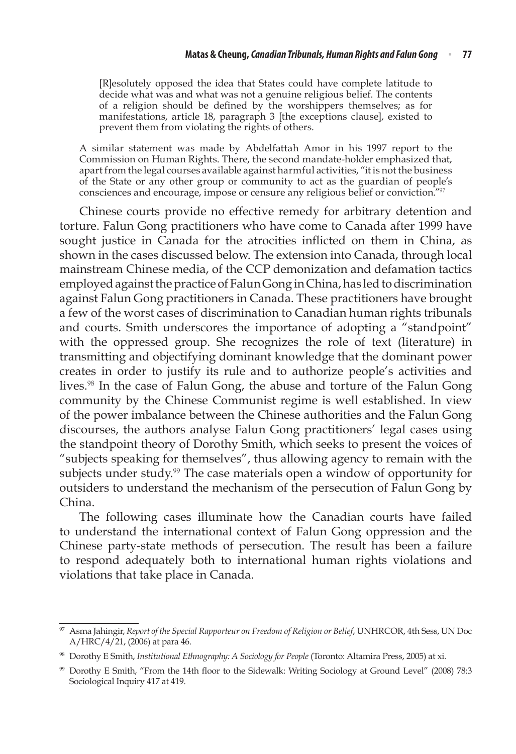> [R]esolutely opposed the idea that States could have complete latitude to decide what was and what was not a genuine religious belief. The contents of a religion should be defined by the worshippers themselves; as for manifestations, article 18, paragraph 3 [the exceptions clause], existed to prevent them from violating the rights of others.

A similar statement was made by Abdelfattah Amor in his 1997 report to the Commission on Human Rights. There, the second mandate-holder emphasized that, apart from the legal courses available against harmful activities, "it is not the business of the State or any other group or community to act as the guardian of people's consciences and encourage, impose or censure any religious belief or conviction."[97]

Chinese courts provide no effective remedy for arbitrary detention and torture. Falun Gong practitioners who have come to Canada after 1999 have sought justice in Canada for the atrocities inflicted on them in China, as shown in the cases discussed below. The extension into Canada, through local mainstream Chinese media, of the CCP demonization and defamation tactics employed against the practice of Falun Gong in China, has led to discrimination against Falun Gong practitioners in Canada. These practitioners have brought a few of the worst cases of discrimination to Canadian human rights tribunals and courts. Smith underscores the importance of adopting a "standpoint" with the oppressed group. She recognizes the role of text (literature) in transmitting and objectifying dominant knowledge that the dominant power creates in order to justify its rule and to authorize people's activities and lives.[98] In the case of Falun Gong, the abuse and torture of the Falun Gong community by the Chinese Communist regime is well established. In view of the power imbalance between the Chinese authorities and the Falun Gong discourses, the authors analyse Falun Gong practitioners' legal cases using the standpoint theory of Dorothy Smith, which seeks to present the voices of "subjects speaking for themselves", thus allowing agency to remain with the subjects under study.[99] The case materials open a window of opportunity for outsiders to understand the mechanism of the persecution of Falun Gong by China.

The following cases illuminate how the Canadian courts have failed to understand the international context of Falun Gong oppression and the Chinese party-state methods of persecution. The result has been a failure to respond adequately both to international human rights violations and violations that take place in Canada.

---

[97] Asma Jahingir, *Report of the Special Rapporteur on Freedom of Religion or Belief*, UNHRCOR, 4th Sess, UN Doc A/HRC/4/21, (2006) at para 46.

[98] Dorothy E Smith, *Institutional Ethnography: A Sociology for People* (Toronto: Altamira Press, 2005) at xi.

[99] Dorothy E Smith, "From the 14th floor to the Sidewalk: Writing Sociology at Ground Level" (2008) 78:3 Sociological Inquiry 417 at 419.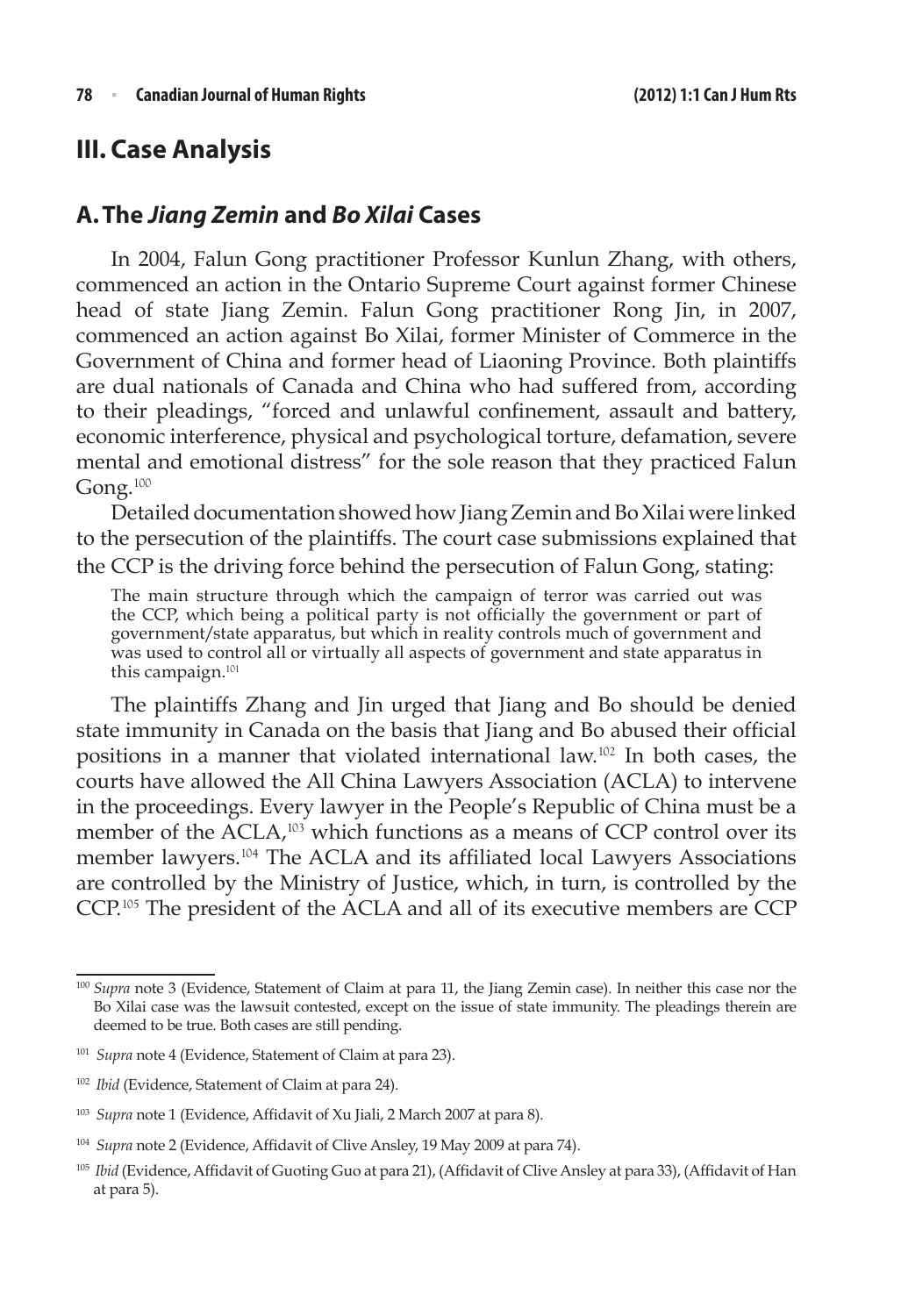## III. Case Analysis

### A. The *Jiang Zemin* and *Bo Xilai* Cases

In 2004, Falun Gong practitioner Professor Kunlun Zhang, with others, commenced an action in the Ontario Supreme Court against former Chinese head of state Jiang Zemin. Falun Gong practitioner Rong Jin, in 2007, commenced an action against Bo Xilai, former Minister of Commerce in the Government of China and former head of Liaoning Province. Both plaintiffs are dual nationals of Canada and China who had suffered from, according to their pleadings, "forced and unlawful confinement, assault and battery, economic interference, physical and psychological torture, defamation, severe mental and emotional distress" for the sole reason that they practiced Falun Gong.[100]

Detailed documentation showed how Jiang Zemin and Bo Xilai were linked to the persecution of the plaintiffs. The court case submissions explained that the CCP is the driving force behind the persecution of Falun Gong, stating:

> The main structure through which the campaign of terror was carried out was the CCP, which being a political party is not officially the government or part of government/state apparatus, but which in reality controls much of government and was used to control all or virtually all aspects of government and state apparatus in this campaign.[101]

The plaintiffs Zhang and Jin urged that Jiang and Bo should be denied state immunity in Canada on the basis that Jiang and Bo abused their official positions in a manner that violated international law.[102] In both cases, the courts have allowed the All China Lawyers Association (ACLA) to intervene in the proceedings. Every lawyer in the People's Republic of China must be a member of the ACLA,[103] which functions as a means of CCP control over its member lawyers.[104] The ACLA and its affiliated local Lawyers Associations are controlled by the Ministry of Justice, which, in turn, is controlled by the CCP.[105] The president of the ACLA and all of its executive members are CCP

---

[100] *Supra* note 3 (Evidence, Statement of Claim at para 11, the Jiang Zemin case). In neither this case nor the Bo Xilai case was the lawsuit contested, except on the issue of state immunity. The pleadings therein are deemed to be true. Both cases are still pending.

[101] *Supra* note 4 (Evidence, Statement of Claim at para 23).

[102] *Ibid* (Evidence, Statement of Claim at para 24).

[103] *Supra* note 1 (Evidence, Affidavit of Xu Jiali, 2 March 2007 at para 8).

[104] *Supra* note 2 (Evidence, Affidavit of Clive Ansley, 19 May 2009 at para 74).

[105] *Ibid* (Evidence, Affidavit of Guoting Guo at para 21), (Affidavit of Clive Ansley at para 33), (Affidavit of Han at para 5).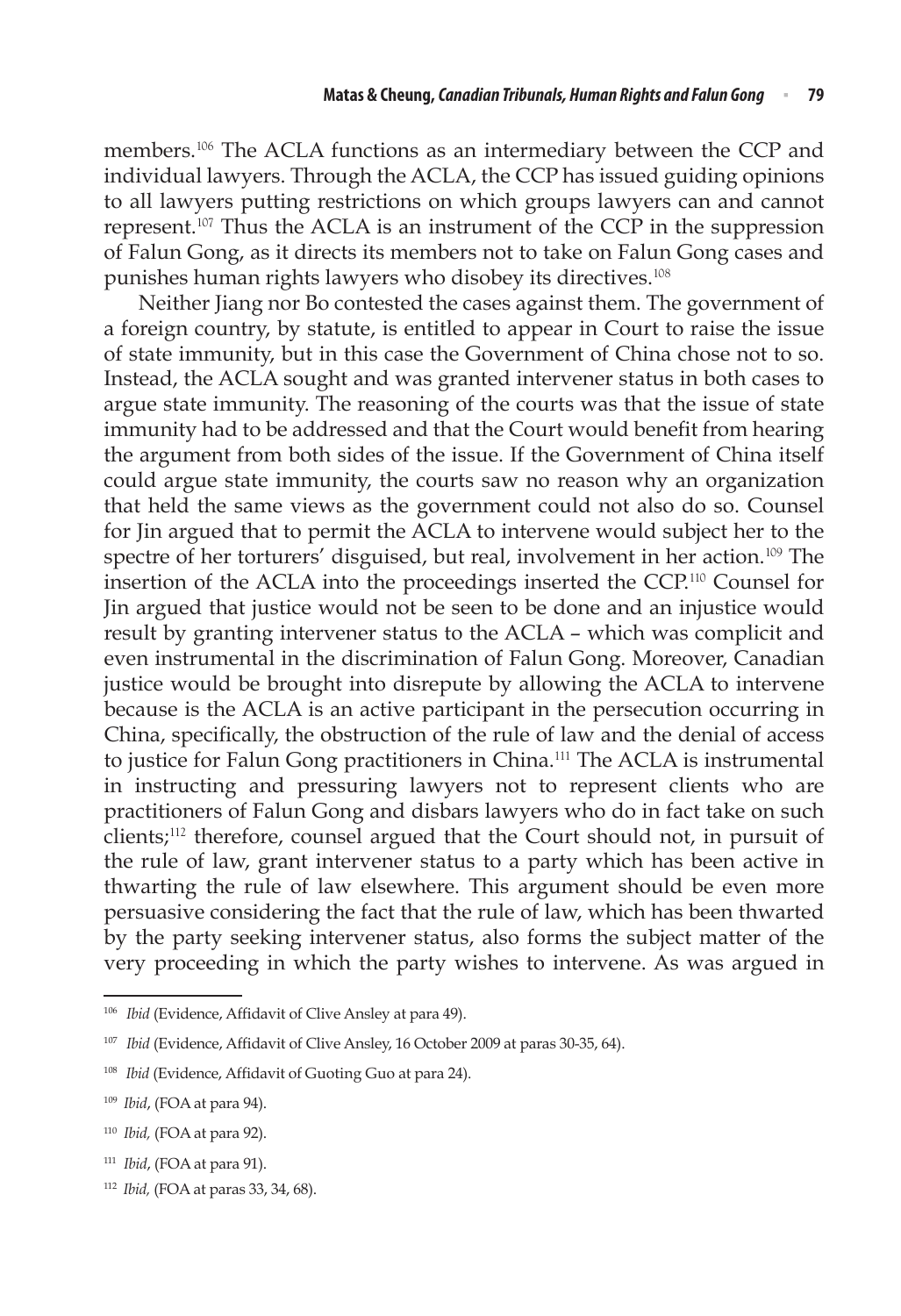members.[106] The ACLA functions as an intermediary between the CCP and individual lawyers. Through the ACLA, the CCP has issued guiding opinions to all lawyers putting restrictions on which groups lawyers can and cannot represent.[107] Thus the ACLA is an instrument of the CCP in the suppression of Falun Gong, as it directs its members not to take on Falun Gong cases and punishes human rights lawyers who disobey its directives.[108]

Neither Jiang nor Bo contested the cases against them. The government of a foreign country, by statute, is entitled to appear in Court to raise the issue of state immunity, but in this case the Government of China chose not to so. Instead, the ACLA sought and was granted intervener status in both cases to argue state immunity. The reasoning of the courts was that the issue of state immunity had to be addressed and that the Court would benefit from hearing the argument from both sides of the issue. If the Government of China itself could argue state immunity, the courts saw no reason why an organization that held the same views as the government could not also do so. Counsel for Jin argued that to permit the ACLA to intervene would subject her to the spectre of her torturers' disguised, but real, involvement in her action.[109] The insertion of the ACLA into the proceedings inserted the CCP.[110] Counsel for Jin argued that justice would not be seen to be done and an injustice would result by granting intervener status to the ACLA – which was complicit and even instrumental in the discrimination of Falun Gong. Moreover, Canadian justice would be brought into disrepute by allowing the ACLA to intervene because is the ACLA is an active participant in the persecution occurring in China, specifically, the obstruction of the rule of law and the denial of access to justice for Falun Gong practitioners in China.[111] The ACLA is instrumental in instructing and pressuring lawyers not to represent clients who are practitioners of Falun Gong and disbars lawyers who do in fact take on such clients;[112] therefore, counsel argued that the Court should not, in pursuit of the rule of law, grant intervener status to a party which has been active in thwarting the rule of law elsewhere. This argument should be even more persuasive considering the fact that the rule of law, which has been thwarted by the party seeking intervener status, also forms the subject matter of the very proceeding in which the party wishes to intervene. As was argued in

---

[106] *Ibid* (Evidence, Affidavit of Clive Ansley at para 49).

[107] *Ibid* (Evidence, Affidavit of Clive Ansley, 16 October 2009 at paras 30-35, 64).

[108] *Ibid* (Evidence, Affidavit of Guoting Guo at para 24).

[109] *Ibid*, (FOA at para 94).

[110] *Ibid,* (FOA at para 92).

[111] *Ibid*, (FOA at para 91).

[112] *Ibid,* (FOA at paras 33, 34, 68).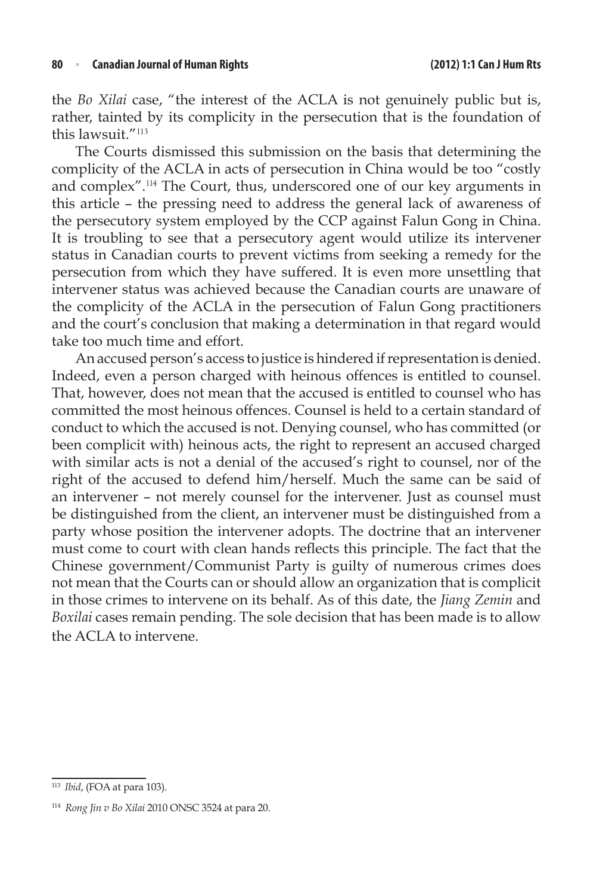the *Bo Xilai* case, "the interest of the ACLA is not genuinely public but is, rather, tainted by its complicity in the persecution that is the foundation of this lawsuit."[113]

The Courts dismissed this submission on the basis that determining the complicity of the ACLA in acts of persecution in China would be too "costly and complex".[114] The Court, thus, underscored one of our key arguments in this article – the pressing need to address the general lack of awareness of the persecutory system employed by the CCP against Falun Gong in China. It is troubling to see that a persecutory agent would utilize its intervener status in Canadian courts to prevent victims from seeking a remedy for the persecution from which they have suffered. It is even more unsettling that intervener status was achieved because the Canadian courts are unaware of the complicity of the ACLA in the persecution of Falun Gong practitioners and the court's conclusion that making a determination in that regard would take too much time and effort.

An accused person's access to justice is hindered if representation is denied. Indeed, even a person charged with heinous offences is entitled to counsel. That, however, does not mean that the accused is entitled to counsel who has committed the most heinous offences. Counsel is held to a certain standard of conduct to which the accused is not. Denying counsel, who has committed (or been complicit with) heinous acts, the right to represent an accused charged with similar acts is not a denial of the accused's right to counsel, nor of the right of the accused to defend him/herself. Much the same can be said of an intervener – not merely counsel for the intervener. Just as counsel must be distinguished from the client, an intervener must be distinguished from a party whose position the intervener adopts. The doctrine that an intervener must come to court with clean hands reflects this principle. The fact that the Chinese government/Communist Party is guilty of numerous crimes does not mean that the Courts can or should allow an organization that is complicit in those crimes to intervene on its behalf. As of this date, the *Jiang Zemin* and *Boxilai* cases remain pending. The sole decision that has been made is to allow the ACLA to intervene.

---

[113] *Ibid*, (FOA at para 103).

[114] *Rong Jin v Bo Xilai* 2010 ONSC 3524 at para 20.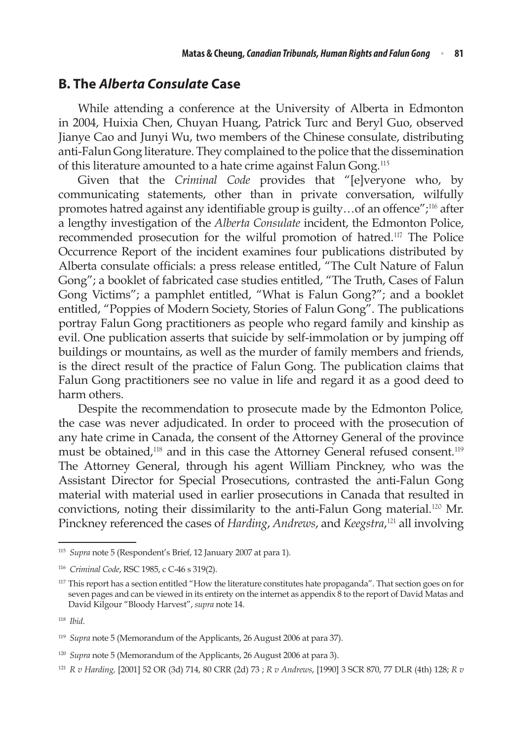## B. The *Alberta Consulate* Case

While attending a conference at the University of Alberta in Edmonton in 2004, Huixia Chen, Chuyan Huang, Patrick Turc and Beryl Guo, observed Jianye Cao and Junyi Wu, two members of the Chinese consulate, distributing anti-Falun Gong literature. They complained to the police that the dissemination of this literature amounted to a hate crime against Falun Gong.[115]

Given that the *Criminal Code* provides that "[e]veryone who, by communicating statements, other than in private conversation, wilfully promotes hatred against any identifiable group is guilty…of an offence";[116] after a lengthy investigation of the *Alberta Consulate* incident, the Edmonton Police, recommended prosecution for the wilful promotion of hatred.[117] The Police Occurrence Report of the incident examines four publications distributed by Alberta consulate officials: a press release entitled, "The Cult Nature of Falun Gong"; a booklet of fabricated case studies entitled, "The Truth, Cases of Falun Gong Victims"; a pamphlet entitled, "What is Falun Gong?"; and a booklet entitled, "Poppies of Modern Society, Stories of Falun Gong". The publications portray Falun Gong practitioners as people who regard family and kinship as evil. One publication asserts that suicide by self-immolation or by jumping off buildings or mountains, as well as the murder of family members and friends, is the direct result of the practice of Falun Gong. The publication claims that Falun Gong practitioners see no value in life and regard it as a good deed to harm others.

Despite the recommendation to prosecute made by the Edmonton Police, the case was never adjudicated. In order to proceed with the prosecution of any hate crime in Canada, the consent of the Attorney General of the province must be obtained,[118] and in this case the Attorney General refused consent.[119] The Attorney General, through his agent William Pinckney, who was the Assistant Director for Special Prosecutions, contrasted the anti-Falun Gong material with material used in earlier prosecutions in Canada that resulted in convictions, noting their dissimilarity to the anti-Falun Gong material.[120] Mr. Pinckney referenced the cases of *Harding*, *Andrews*, and *Keegstra*,[121] all involving

---

[115] *Supra* note 5 (Respondent's Brief, 12 January 2007 at para 1).

[116] *Criminal Code*, RSC 1985, c C-46 s 319(2).

[117] This report has a section entitled "How the literature constitutes hate propaganda". That section goes on for seven pages and can be viewed in its entirety on the internet as appendix 8 to the report of David Matas and David Kilgour "Bloody Harvest", *supra* note 14.

[118] *Ibid*.

[119] *Supra* note 5 (Memorandum of the Applicants, 26 August 2006 at para 37).

[120] *Supra* note 5 (Memorandum of the Applicants, 26 August 2006 at para 3).

[121] *R v Harding,* [2001] 52 OR (3d) 714, 80 CRR (2d) 73 ; *R v Andrews*, [1990] 3 SCR 870, 77 DLR (4th) 128; *R v*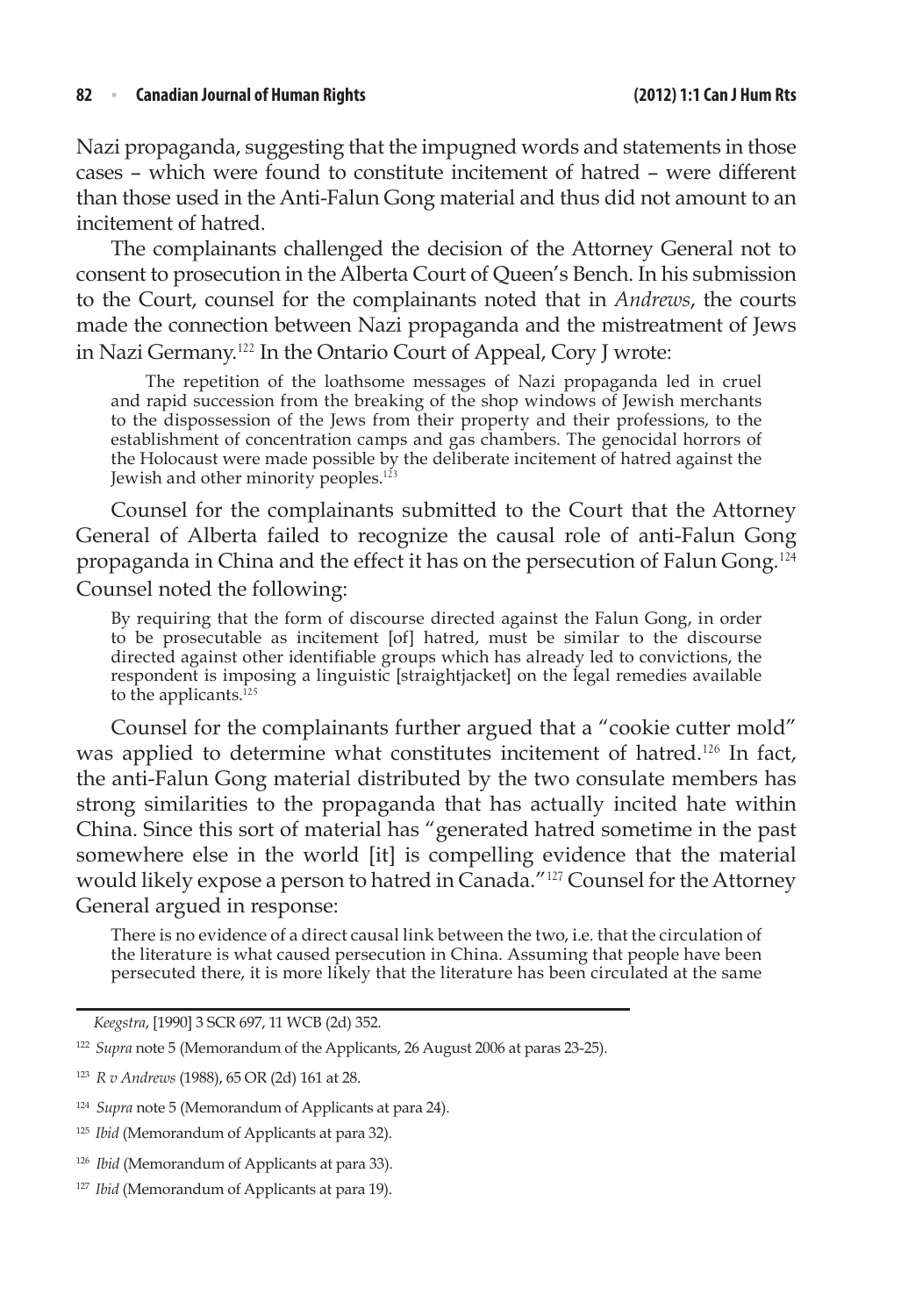Nazi propaganda, suggesting that the impugned words and statements in those cases – which were found to constitute incitement of hatred – were different than those used in the Anti-Falun Gong material and thus did not amount to an incitement of hatred.

The complainants challenged the decision of the Attorney General not to consent to prosecution in the Alberta Court of Queen's Bench. In his submission to the Court, counsel for the complainants noted that in *Andrews*, the courts made the connection between Nazi propaganda and the mistreatment of Jews in Nazi Germany.[122] In the Ontario Court of Appeal, Cory J wrote:

> The repetition of the loathsome messages of Nazi propaganda led in cruel and rapid succession from the breaking of the shop windows of Jewish merchants to the dispossession of the Jews from their property and their professions, to the establishment of concentration camps and gas chambers. The genocidal horrors of the Holocaust were made possible by the deliberate incitement of hatred against the Jewish and other minority peoples.[123]

Counsel for the complainants submitted to the Court that the Attorney General of Alberta failed to recognize the causal role of anti-Falun Gong propaganda in China and the effect it has on the persecution of Falun Gong.[124] Counsel noted the following:

> By requiring that the form of discourse directed against the Falun Gong, in order to be prosecutable as incitement [of] hatred, must be similar to the discourse directed against other identifiable groups which has already led to convictions, the respondent is imposing a linguistic [straightjacket] on the legal remedies available to the applicants.[125]

Counsel for the complainants further argued that a "cookie cutter mold" was applied to determine what constitutes incitement of hatred.[126] In fact, the anti-Falun Gong material distributed by the two consulate members has strong similarities to the propaganda that has actually incited hate within China. Since this sort of material has "generated hatred sometime in the past somewhere else in the world [it] is compelling evidence that the material would likely expose a person to hatred in Canada."[127] Counsel for the Attorney General argued in response:

> There is no evidence of a direct causal link between the two, i.e. that the circulation of the literature is what caused persecution in China. Assuming that people have been persecuted there, it is more likely that the literature has been circulated at the same

---

*Keegstra*, [1990] 3 SCR 697, 11 WCB (2d) 352.

[122] *Supra* note 5 (Memorandum of the Applicants, 26 August 2006 at paras 23-25).

[123] *R v Andrews* (1988), 65 OR (2d) 161 at 28.

[124] *Supra* note 5 (Memorandum of Applicants at para 24).

[125] *Ibid* (Memorandum of Applicants at para 32).

[126] *Ibid* (Memorandum of Applicants at para 33).

[127] *Ibid* (Memorandum of Applicants at para 19).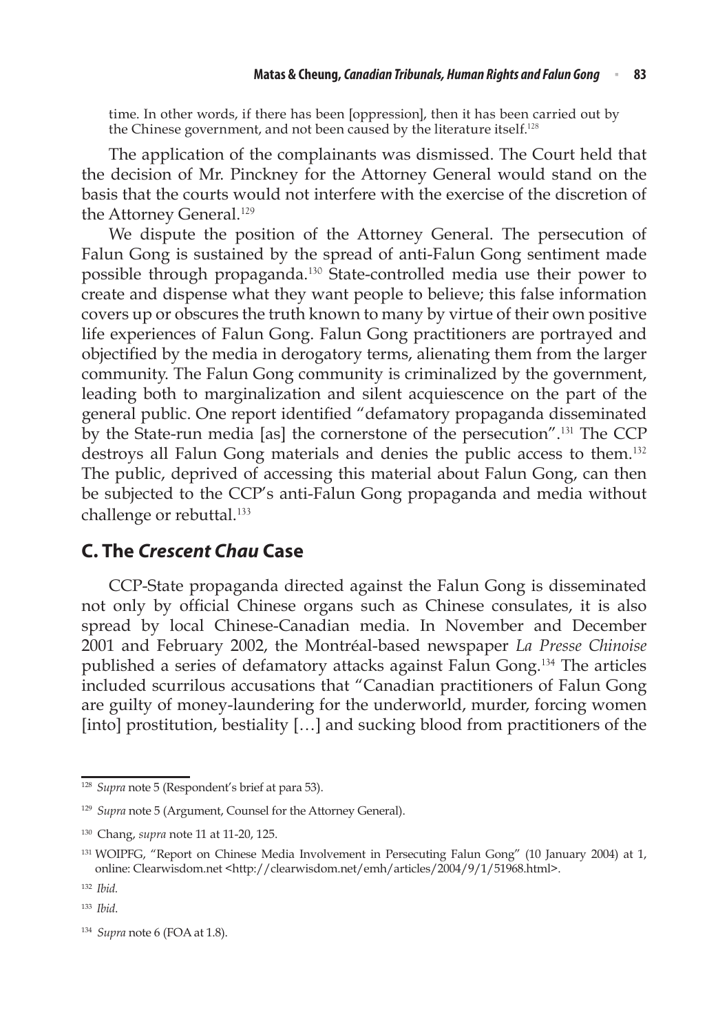time. In other words, if there has been [oppression], then it has been carried out by the Chinese government, and not been caused by the literature itself.[128]

The application of the complainants was dismissed. The Court held that the decision of Mr. Pinckney for the Attorney General would stand on the basis that the courts would not interfere with the exercise of the discretion of the Attorney General.[129]

We dispute the position of the Attorney General. The persecution of Falun Gong is sustained by the spread of anti-Falun Gong sentiment made possible through propaganda.[130] State-controlled media use their power to create and dispense what they want people to believe; this false information covers up or obscures the truth known to many by virtue of their own positive life experiences of Falun Gong. Falun Gong practitioners are portrayed and objectified by the media in derogatory terms, alienating them from the larger community. The Falun Gong community is criminalized by the government, leading both to marginalization and silent acquiescence on the part of the general public. One report identified "defamatory propaganda disseminated by the State-run media [as] the cornerstone of the persecution".[131] The CCP destroys all Falun Gong materials and denies the public access to them.[132] The public, deprived of accessing this material about Falun Gong, can then be subjected to the CCP's anti-Falun Gong propaganda and media without challenge or rebuttal.[133]

## C. The *Crescent Chau* Case

CCP-State propaganda directed against the Falun Gong is disseminated not only by official Chinese organs such as Chinese consulates, it is also spread by local Chinese-Canadian media. In November and December 2001 and February 2002, the Montréal-based newspaper *La Presse Chinoise* published a series of defamatory attacks against Falun Gong.[134] The articles included scurrilous accusations that "Canadian practitioners of Falun Gong are guilty of money-laundering for the underworld, murder, forcing women [into] prostitution, bestiality […] and sucking blood from practitioners of the

---

[128] *Supra* note 5 (Respondent's brief at para 53).

[129] *Supra* note 5 (Argument, Counsel for the Attorney General).

[130] Chang, *supra* note 11 at 11-20, 125.

[131] WOIPFG, "Report on Chinese Media Involvement in Persecuting Falun Gong" (10 January 2004) at 1, online: Clearwisdom.net <http://clearwisdom.net/emh/articles/2004/9/1/51968.html>.

[132] *Ibid.*

[133] *Ibid.*

[134] *Supra* note 6 (FOA at 1.8).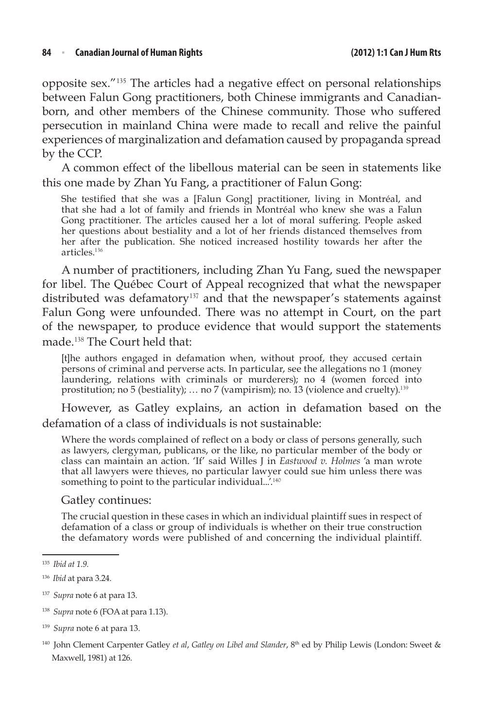opposite sex."[135] The articles had a negative effect on personal relationships between Falun Gong practitioners, both Chinese immigrants and Canadian-born, and other members of the Chinese community. Those who suffered persecution in mainland China were made to recall and relive the painful experiences of marginalization and defamation caused by propaganda spread by the CCP.

A common effect of the libellous material can be seen in statements like this one made by Zhan Yu Fang, a practitioner of Falun Gong:

> She testified that she was a [Falun Gong] practitioner, living in Montréal, and that she had a lot of family and friends in Montréal who knew she was a Falun Gong practitioner. The articles caused her a lot of moral suffering. People asked her questions about bestiality and a lot of her friends distanced themselves from her after the publication. She noticed increased hostility towards her after the articles.[136]

A number of practitioners, including Zhan Yu Fang, sued the newspaper for libel. The Québec Court of Appeal recognized that what the newspaper distributed was defamatory[137] and that the newspaper's statements against Falun Gong were unfounded. There was no attempt in Court, on the part of the newspaper, to produce evidence that would support the statements made.[138] The Court held that:

> [t]he authors engaged in defamation when, without proof, they accused certain persons of criminal and perverse acts. In particular, see the allegations no 1 (money laundering, relations with criminals or murderers); no 4 (women forced into prostitution; no 5 (bestiality); … no 7 (vampirism); no. 13 (violence and cruelty).[139]

However, as Gatley explains, an action in defamation based on the defamation of a class of individuals is not sustainable:

> Where the words complained of reflect on a body or class of persons generally, such as lawyers, clergyman, publicans, or the like, no particular member of the body or class can maintain an action. 'If' said Willes J in *Eastwood v. Holmes* 'a man wrote that all lawyers were thieves, no particular lawyer could sue him unless there was something to point to the particular individual...'.[140]

Gatley continues:

> The crucial question in these cases in which an individual plaintiff sues in respect of defamation of a class or group of individuals is whether on their true construction the defamatory words were published of and concerning the individual plaintiff.

---

[135] *Ibid at 1.9.*

[136] *Ibid* at para 3.24.

[137] *Supra* note 6 at para 13.

[138] *Supra* note 6 (FOA at para 1.13).

[139] *Supra* note 6 at para 13.

[140] John Clement Carpenter Gatley *et al*, *Gatley on Libel and Slander*, 8th ed by Philip Lewis (London: Sweet & Maxwell, 1981) at 126.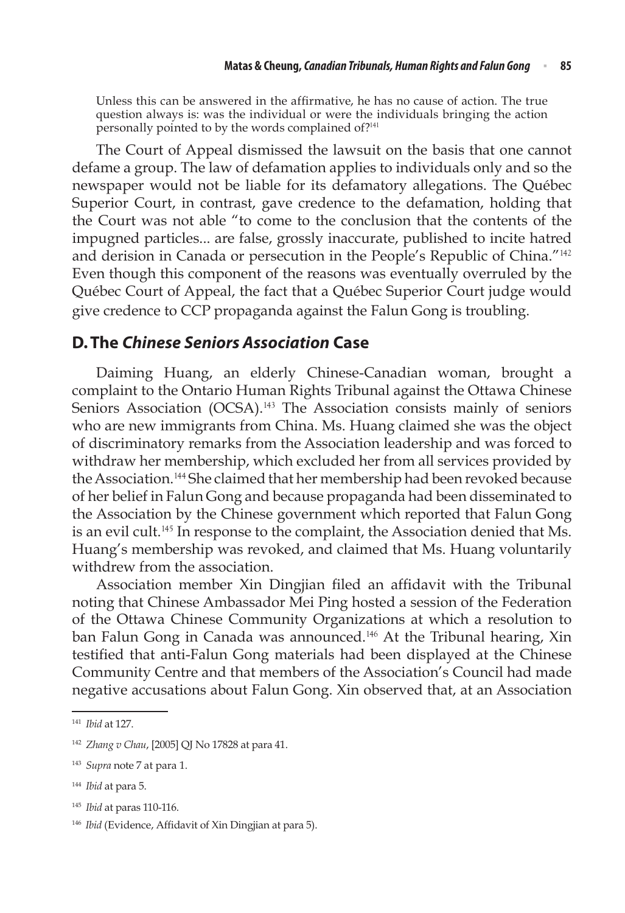Unless this can be answered in the affirmative, he has no cause of action. The true question always is: was the individual or were the individuals bringing the action personally pointed to by the words complained of?[141]

The Court of Appeal dismissed the lawsuit on the basis that one cannot defame a group. The law of defamation applies to individuals only and so the newspaper would not be liable for its defamatory allegations. The Québec Superior Court, in contrast, gave credence to the defamation, holding that the Court was not able "to come to the conclusion that the contents of the impugned particles... are false, grossly inaccurate, published to incite hatred and derision in Canada or persecution in the People's Republic of China."[142] Even though this component of the reasons was eventually overruled by the Québec Court of Appeal, the fact that a Québec Superior Court judge would give credence to CCP propaganda against the Falun Gong is troubling.

## D. The *Chinese Seniors Association* Case

Daiming Huang, an elderly Chinese-Canadian woman, brought a complaint to the Ontario Human Rights Tribunal against the Ottawa Chinese Seniors Association (OCSA).[143] The Association consists mainly of seniors who are new immigrants from China. Ms. Huang claimed she was the object of discriminatory remarks from the Association leadership and was forced to withdraw her membership, which excluded her from all services provided by the Association.[144] She claimed that her membership had been revoked because of her belief in Falun Gong and because propaganda had been disseminated to the Association by the Chinese government which reported that Falun Gong is an evil cult.[145] In response to the complaint, the Association denied that Ms. Huang's membership was revoked, and claimed that Ms. Huang voluntarily withdrew from the association.

Association member Xin Dingjian filed an affidavit with the Tribunal noting that Chinese Ambassador Mei Ping hosted a session of the Federation of the Ottawa Chinese Community Organizations at which a resolution to ban Falun Gong in Canada was announced.[146] At the Tribunal hearing, Xin testified that anti-Falun Gong materials had been displayed at the Chinese Community Centre and that members of the Association's Council had made negative accusations about Falun Gong. Xin observed that, at an Association

---

[141] *Ibid* at 127.

[142] *Zhang v Chau*, [2005] QJ No 17828 at para 41.

[143] *Supra* note 7 at para 1.

[144] *Ibid* at para 5.

[145] *Ibid* at paras 110-116.

[146] *Ibid* (Evidence, Affidavit of Xin Dingjian at para 5).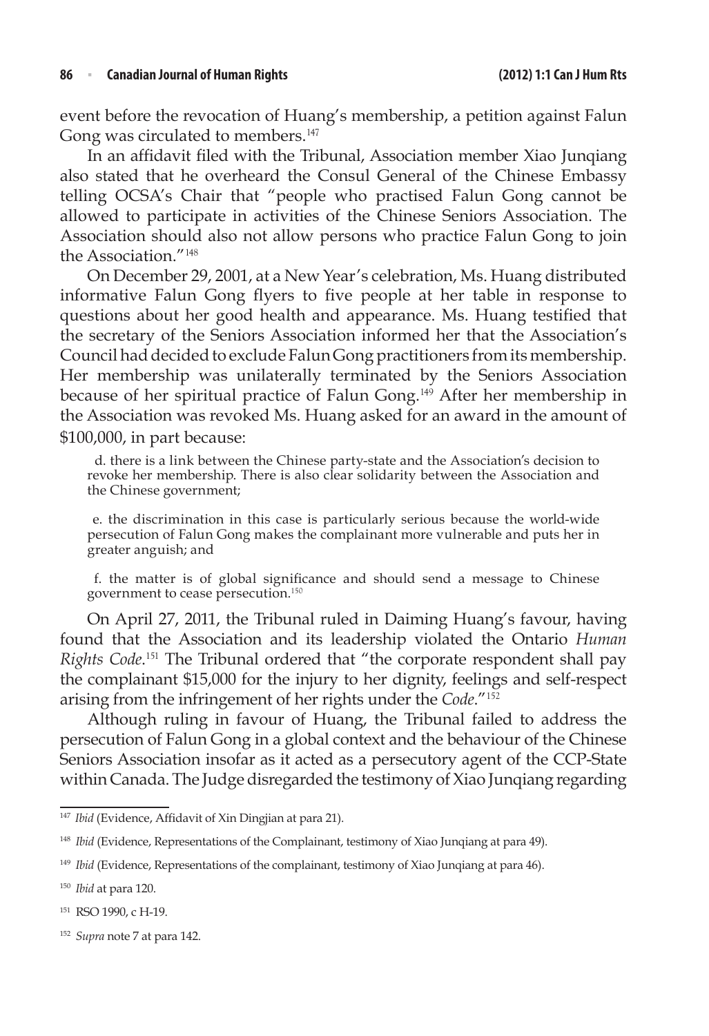event before the revocation of Huang's membership, a petition against Falun Gong was circulated to members.[147]

In an affidavit filed with the Tribunal, Association member Xiao Junqiang also stated that he overheard the Consul General of the Chinese Embassy telling OCSA's Chair that "people who practised Falun Gong cannot be allowed to participate in activities of the Chinese Seniors Association. The Association should also not allow persons who practice Falun Gong to join the Association."[148]

On December 29, 2001, at a New Year's celebration, Ms. Huang distributed informative Falun Gong flyers to five people at her table in response to questions about her good health and appearance. Ms. Huang testified that the secretary of the Seniors Association informed her that the Association's Council had decided to exclude Falun Gong practitioners from its membership. Her membership was unilaterally terminated by the Seniors Association because of her spiritual practice of Falun Gong.[149] After her membership in the Association was revoked Ms. Huang asked for an award in the amount of $100,000, in part because:

> d. there is a link between the Chinese party-state and the Association's decision to revoke her membership. There is also clear solidarity between the Association and the Chinese government;
>
> e. the discrimination in this case is particularly serious because the world-wide persecution of Falun Gong makes the complainant more vulnerable and puts her in greater anguish; and
>
> f. the matter is of global significance and should send a message to Chinese government to cease persecution.[150]

On April 27, 2011, the Tribunal ruled in Daiming Huang's favour, having found that the Association and its leadership violated the Ontario *Human Rights Code*.[151] The Tribunal ordered that "the corporate respondent shall pay the complainant $15,000 for the injury to her dignity, feelings and self-respect arising from the infringement of her rights under the *Code*."[152]

Although ruling in favour of Huang, the Tribunal failed to address the persecution of Falun Gong in a global context and the behaviour of the Chinese Seniors Association insofar as it acted as a persecutory agent of the CCP-State within Canada. The Judge disregarded the testimony of Xiao Junqiang regarding

---

[147] *Ibid* (Evidence, Affidavit of Xin Dingjian at para 21).

[148] *Ibid* (Evidence, Representations of the Complainant, testimony of Xiao Junqiang at para 49).

[149] *Ibid* (Evidence, Representations of the complainant, testimony of Xiao Junqiang at para 46).

[150] *Ibid* at para 120.

[151] RSO 1990, c H-19.

[152] *Supra* note 7 at para 142.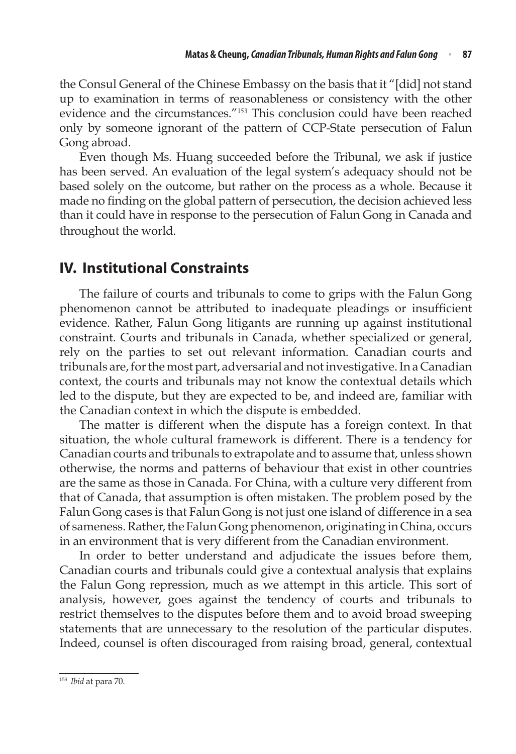the Consul General of the Chinese Embassy on the basis that it "[did] not stand up to examination in terms of reasonableness or consistency with the other evidence and the circumstances."[153] This conclusion could have been reached only by someone ignorant of the pattern of CCP-State persecution of Falun Gong abroad.

Even though Ms. Huang succeeded before the Tribunal, we ask if justice has been served. An evaluation of the legal system's adequacy should not be based solely on the outcome, but rather on the process as a whole. Because it made no finding on the global pattern of persecution, the decision achieved less than it could have in response to the persecution of Falun Gong in Canada and throughout the world.

## IV. Institutional Constraints

The failure of courts and tribunals to come to grips with the Falun Gong phenomenon cannot be attributed to inadequate pleadings or insufficient evidence. Rather, Falun Gong litigants are running up against institutional constraint. Courts and tribunals in Canada, whether specialized or general, rely on the parties to set out relevant information. Canadian courts and tribunals are, for the most part, adversarial and not investigative. In a Canadian context, the courts and tribunals may not know the contextual details which led to the dispute, but they are expected to be, and indeed are, familiar with the Canadian context in which the dispute is embedded.

The matter is different when the dispute has a foreign context. In that situation, the whole cultural framework is different. There is a tendency for Canadian courts and tribunals to extrapolate and to assume that, unless shown otherwise, the norms and patterns of behaviour that exist in other countries are the same as those in Canada. For China, with a culture very different from that of Canada, that assumption is often mistaken. The problem posed by the Falun Gong cases is that Falun Gong is not just one island of difference in a sea of sameness. Rather, the Falun Gong phenomenon, originating in China, occurs in an environment that is very different from the Canadian environment.

In order to better understand and adjudicate the issues before them, Canadian courts and tribunals could give a contextual analysis that explains the Falun Gong repression, much as we attempt in this article. This sort of analysis, however, goes against the tendency of courts and tribunals to restrict themselves to the disputes before them and to avoid broad sweeping statements that are unnecessary to the resolution of the particular disputes. Indeed, counsel is often discouraged from raising broad, general, contextual

---

[153] *Ibid* at para 70.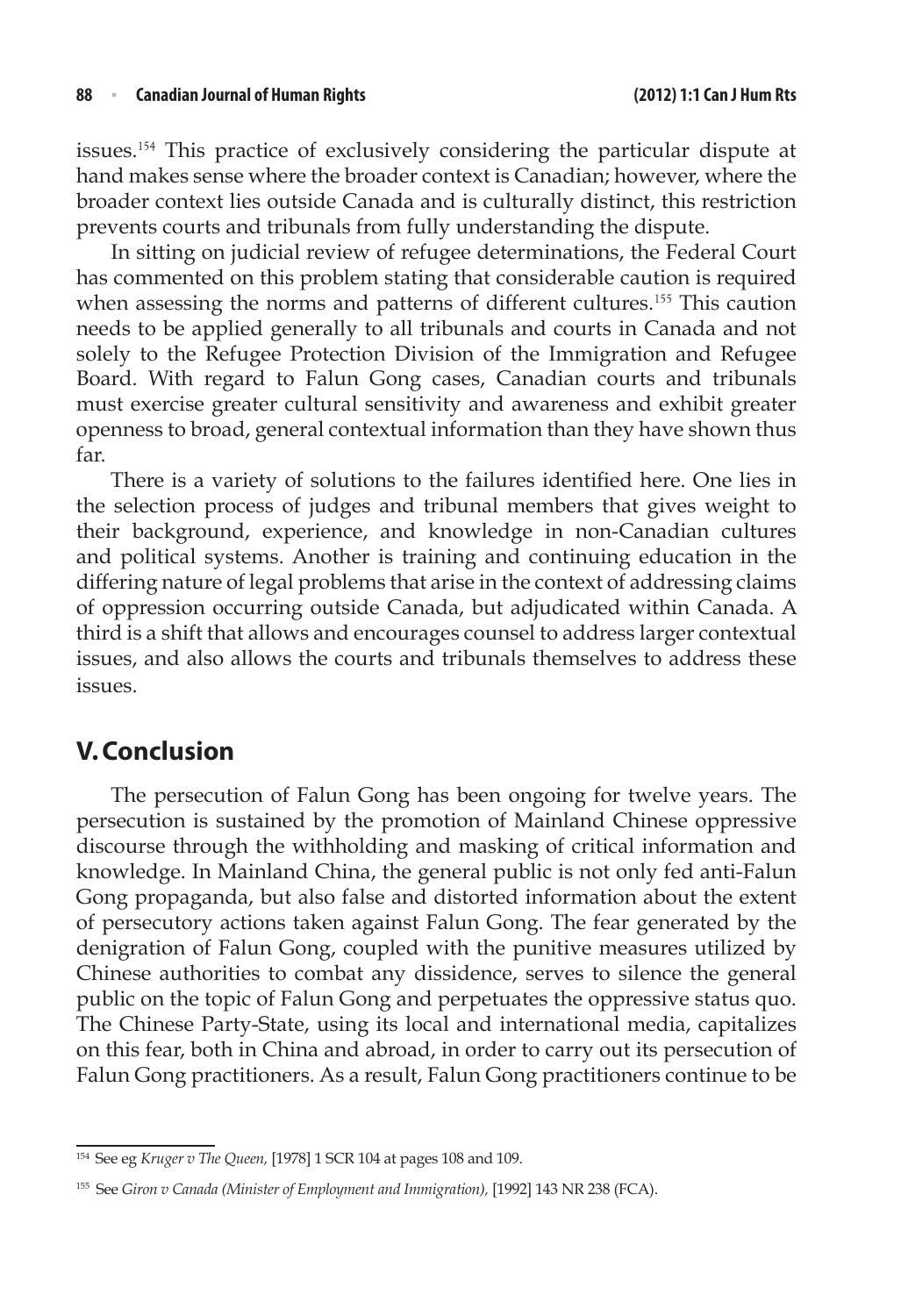issues.[154] This practice of exclusively considering the particular dispute at hand makes sense where the broader context is Canadian; however, where the broader context lies outside Canada and is culturally distinct, this restriction prevents courts and tribunals from fully understanding the dispute.

In sitting on judicial review of refugee determinations, the Federal Court has commented on this problem stating that considerable caution is required when assessing the norms and patterns of different cultures.[155] This caution needs to be applied generally to all tribunals and courts in Canada and not solely to the Refugee Protection Division of the Immigration and Refugee Board. With regard to Falun Gong cases, Canadian courts and tribunals must exercise greater cultural sensitivity and awareness and exhibit greater openness to broad, general contextual information than they have shown thus far.

There is a variety of solutions to the failures identified here. One lies in the selection process of judges and tribunal members that gives weight to their background, experience, and knowledge in non-Canadian cultures and political systems. Another is training and continuing education in the differing nature of legal problems that arise in the context of addressing claims of oppression occurring outside Canada, but adjudicated within Canada. A third is a shift that allows and encourages counsel to address larger contextual issues, and also allows the courts and tribunals themselves to address these issues.

## V. Conclusion

The persecution of Falun Gong has been ongoing for twelve years. The persecution is sustained by the promotion of Mainland Chinese oppressive discourse through the withholding and masking of critical information and knowledge. In Mainland China, the general public is not only fed anti-Falun Gong propaganda, but also false and distorted information about the extent of persecutory actions taken against Falun Gong. The fear generated by the denigration of Falun Gong, coupled with the punitive measures utilized by Chinese authorities to combat any dissidence, serves to silence the general public on the topic of Falun Gong and perpetuates the oppressive status quo. The Chinese Party-State, using its local and international media, capitalizes on this fear, both in China and abroad, in order to carry out its persecution of Falun Gong practitioners. As a result, Falun Gong practitioners continue to be

---

[154] See eg *Kruger v The Queen,* [1978] 1 SCR 104 at pages 108 and 109.

[155] See *Giron v Canada (Minister of Employment and Immigration),* [1992] 143 NR 238 (FCA).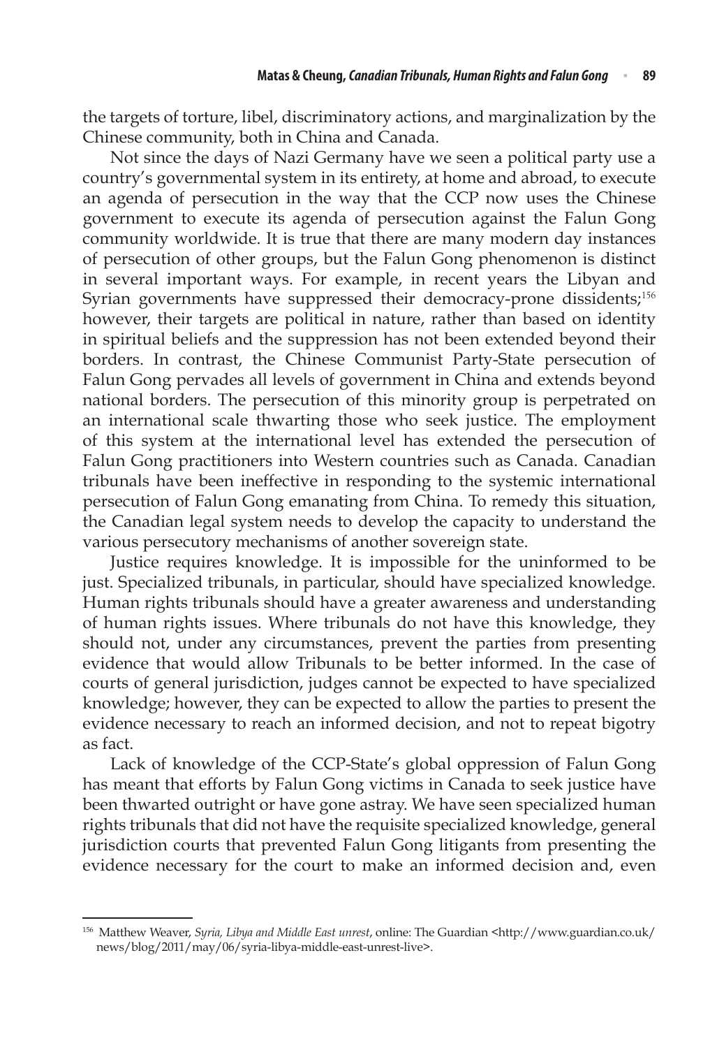the targets of torture, libel, discriminatory actions, and marginalization by the Chinese community, both in China and Canada.

Not since the days of Nazi Germany have we seen a political party use a country's governmental system in its entirety, at home and abroad, to execute an agenda of persecution in the way that the CCP now uses the Chinese government to execute its agenda of persecution against the Falun Gong community worldwide. It is true that there are many modern day instances of persecution of other groups, but the Falun Gong phenomenon is distinct in several important ways. For example, in recent years the Libyan and Syrian governments have suppressed their democracy-prone dissidents;[156] however, their targets are political in nature, rather than based on identity in spiritual beliefs and the suppression has not been extended beyond their borders. In contrast, the Chinese Communist Party-State persecution of Falun Gong pervades all levels of government in China and extends beyond national borders. The persecution of this minority group is perpetrated on an international scale thwarting those who seek justice. The employment of this system at the international level has extended the persecution of Falun Gong practitioners into Western countries such as Canada. Canadian tribunals have been ineffective in responding to the systemic international persecution of Falun Gong emanating from China. To remedy this situation, the Canadian legal system needs to develop the capacity to understand the various persecutory mechanisms of another sovereign state.

Justice requires knowledge. It is impossible for the uninformed to be just. Specialized tribunals, in particular, should have specialized knowledge. Human rights tribunals should have a greater awareness and understanding of human rights issues. Where tribunals do not have this knowledge, they should not, under any circumstances, prevent the parties from presenting evidence that would allow Tribunals to be better informed. In the case of courts of general jurisdiction, judges cannot be expected to have specialized knowledge; however, they can be expected to allow the parties to present the evidence necessary to reach an informed decision, and not to repeat bigotry as fact.

Lack of knowledge of the CCP-State's global oppression of Falun Gong has meant that efforts by Falun Gong victims in Canada to seek justice have been thwarted outright or have gone astray. We have seen specialized human rights tribunals that did not have the requisite specialized knowledge, general jurisdiction courts that prevented Falun Gong litigants from presenting the evidence necessary for the court to make an informed decision and, even

---

[156] Matthew Weaver, *Syria, Libya and Middle East unrest*, online: The Guardian <http://www.guardian.co.uk/news/blog/2011/may/06/syria-libya-middle-east-unrest-live>.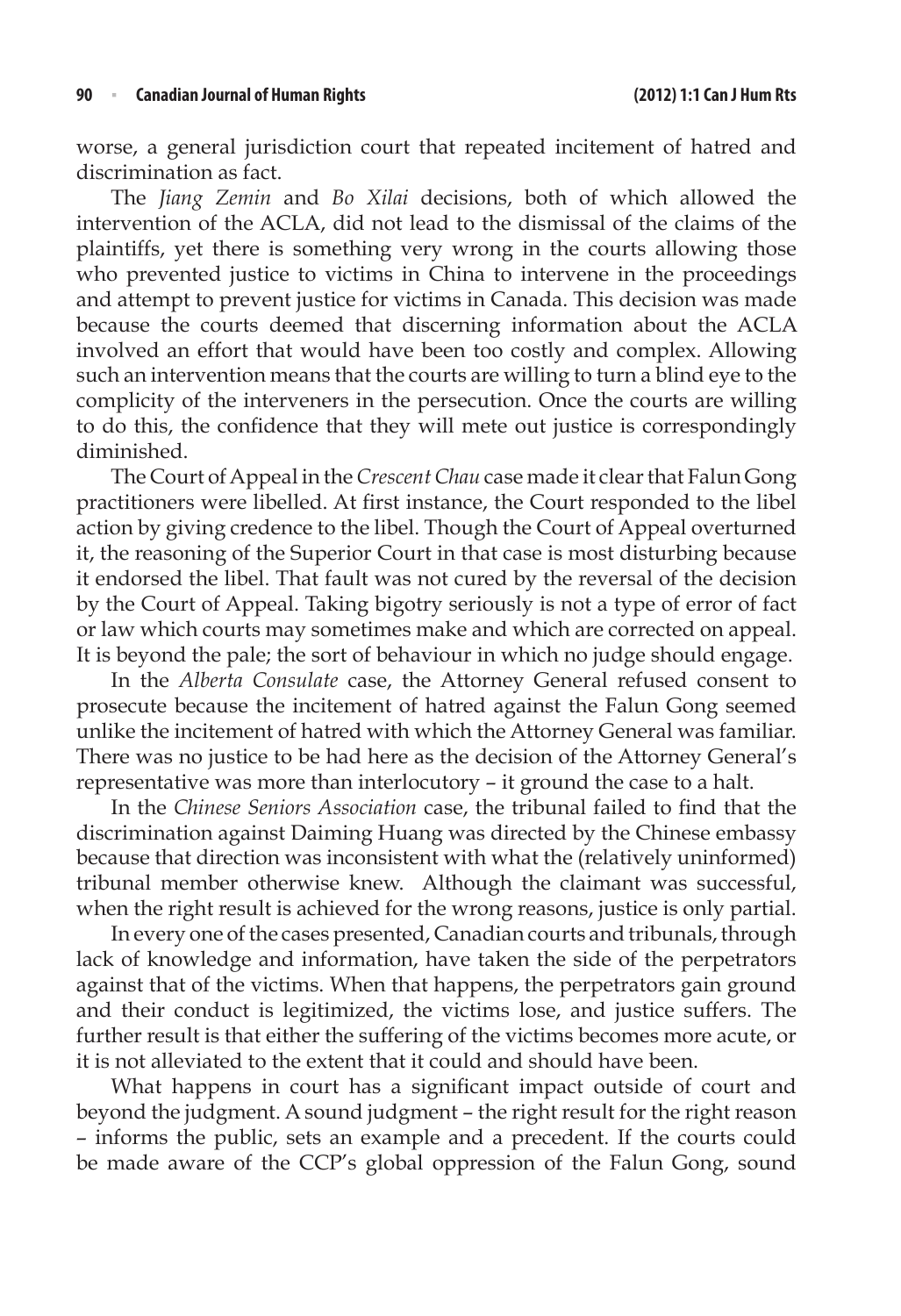worse, a general jurisdiction court that repeated incitement of hatred and discrimination as fact.

The *Jiang Zemin* and *Bo Xilai* decisions, both of which allowed the intervention of the ACLA, did not lead to the dismissal of the claims of the plaintiffs, yet there is something very wrong in the courts allowing those who prevented justice to victims in China to intervene in the proceedings and attempt to prevent justice for victims in Canada. This decision was made because the courts deemed that discerning information about the ACLA involved an effort that would have been too costly and complex. Allowing such an intervention means that the courts are willing to turn a blind eye to the complicity of the interveners in the persecution. Once the courts are willing to do this, the confidence that they will mete out justice is correspondingly diminished.

The Court of Appeal in the *Crescent Chau* case made it clear that Falun Gong practitioners were libelled. At first instance, the Court responded to the libel action by giving credence to the libel. Though the Court of Appeal overturned it, the reasoning of the Superior Court in that case is most disturbing because it endorsed the libel. That fault was not cured by the reversal of the decision by the Court of Appeal. Taking bigotry seriously is not a type of error of fact or law which courts may sometimes make and which are corrected on appeal. It is beyond the pale; the sort of behaviour in which no judge should engage.

In the *Alberta Consulate* case, the Attorney General refused consent to prosecute because the incitement of hatred against the Falun Gong seemed unlike the incitement of hatred with which the Attorney General was familiar. There was no justice to be had here as the decision of the Attorney General's representative was more than interlocutory – it ground the case to a halt.

In the *Chinese Seniors Association* case, the tribunal failed to find that the discrimination against Daiming Huang was directed by the Chinese embassy because that direction was inconsistent with what the (relatively uninformed) tribunal member otherwise knew. Although the claimant was successful, when the right result is achieved for the wrong reasons, justice is only partial.

In every one of the cases presented, Canadian courts and tribunals, through lack of knowledge and information, have taken the side of the perpetrators against that of the victims. When that happens, the perpetrators gain ground and their conduct is legitimized, the victims lose, and justice suffers. The further result is that either the suffering of the victims becomes more acute, or it is not alleviated to the extent that it could and should have been.

What happens in court has a significant impact outside of court and beyond the judgment. A sound judgment – the right result for the right reason – informs the public, sets an example and a precedent. If the courts could be made aware of the CCP's global oppression of the Falun Gong, sound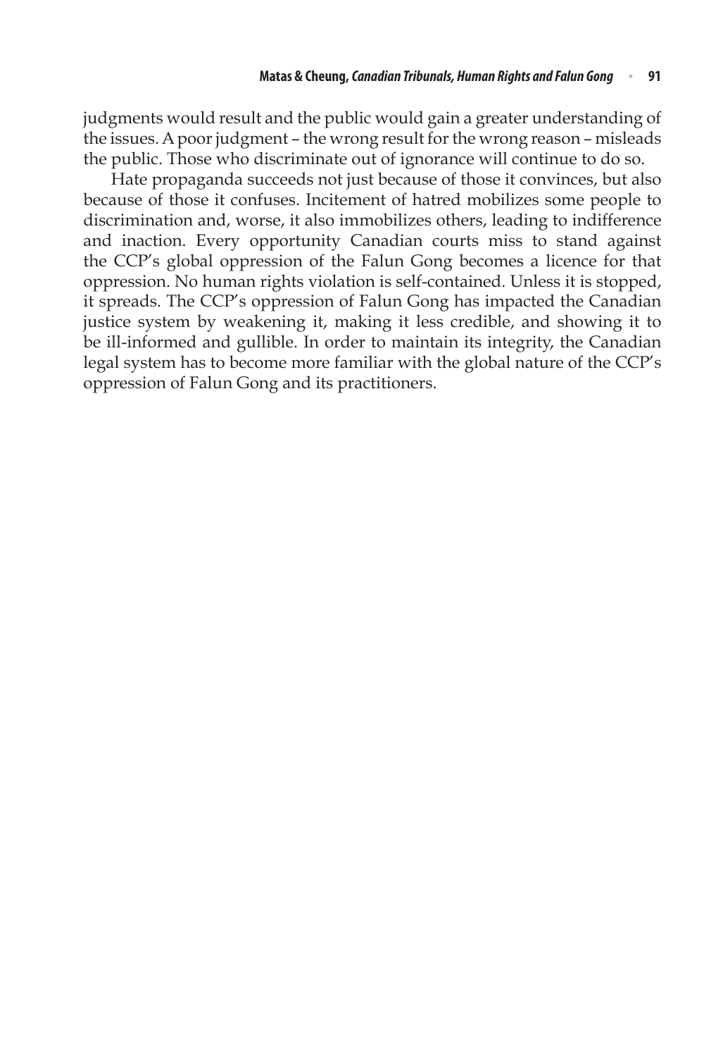judgments would result and the public would gain a greater understanding of the issues. A poor judgment – the wrong result for the wrong reason – misleads the public. Those who discriminate out of ignorance will continue to do so.

Hate propaganda succeeds not just because of those it convinces, but also because of those it confuses. Incitement of hatred mobilizes some people to discrimination and, worse, it also immobilizes others, leading to indifference and inaction. Every opportunity Canadian courts miss to stand against the CCP's global oppression of the Falun Gong becomes a licence for that oppression. No human rights violation is self-contained. Unless it is stopped, it spreads. The CCP's oppression of Falun Gong has impacted the Canadian justice system by weakening it, making it less credible, and showing it to be ill-informed and gullible. In order to maintain its integrity, the Canadian legal system has to become more familiar with the global nature of the CCP's oppression of Falun Gong and its practitioners.